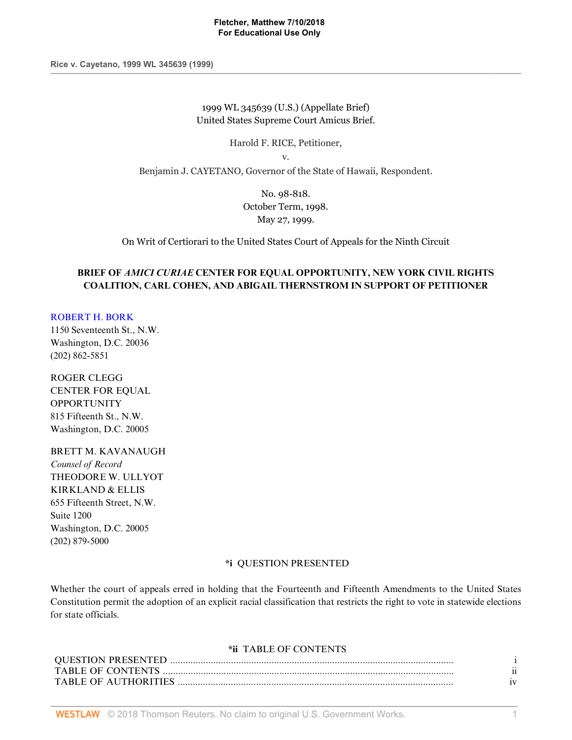1999 WL 345639 (U.S.) (Appellate Brief)
United States Supreme Court Amicus Brief.

Harold F. RICE, Petitioner,

v.

Benjamin J. CAYETANO, Governor of the State of Hawaii, Respondent.

No. 98-818.
October Term, 1998.
May 27, 1999.

On Writ of Certiorari to the United States Court of Appeals for the Ninth Circuit

**BRIEF OF *AMICI CURIAE* CENTER FOR EQUAL OPPORTUNITY, NEW YORK CIVIL RIGHTS COALITION, CARL COHEN, AND ABIGAIL THERNSTROM IN SUPPORT OF PETITIONER**

ROBERT H. BORK
1150 Seventeenth St., N.W.
Washington, D.C. 20036
(202) 862-5851

ROGER CLEGG
CENTER FOR EQUAL OPPORTUNITY
815 Fifteenth St., N.W.
Washington, D.C. 20005

BRETT M. KAVANAUGH
*Counsel of Record*
THEODORE W. ULLYOT
KIRKLAND & ELLIS
655 Fifteenth Street, N.W.
Suite 1200
Washington, D.C. 20005
(202) 879-5000

**\*i** QUESTION PRESENTED

Whether the court of appeals erred in holding that the Fourteenth and Fifteenth Amendments to the United States Constitution permit the adoption of an explicit racial classification that restricts the right to vote in statewide elections for state officials.

**\*ii** TABLE OF CONTENTS

| | |
|---|---|
| QUESTION PRESENTED | i |
| TABLE OF CONTENTS | ii |
| TABLE OF AUTHORITIES | iv |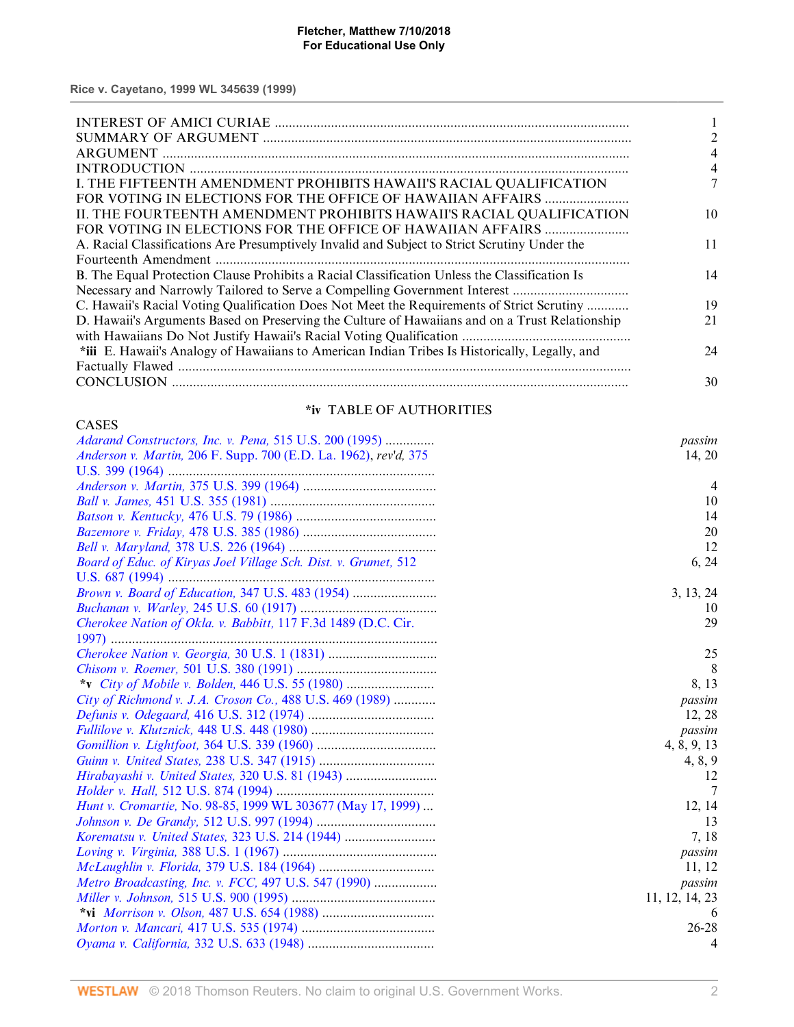| | |
|---|---|
| INTEREST OF AMICI CURIAE | 1 |
| SUMMARY OF ARGUMENT | 2 |
| ARGUMENT | 4 |
| INTRODUCTION | 4 |
| I. THE FIFTEENTH AMENDMENT PROHIBITS HAWAII'S RACIAL QUALIFICATION FOR VOTING IN ELECTIONS FOR THE OFFICE OF HAWAIIAN AFFAIRS | 7 |
| II. THE FOURTEENTH AMENDMENT PROHIBITS HAWAII'S RACIAL QUALIFICATION FOR VOTING IN ELECTIONS FOR THE OFFICE OF HAWAIIAN AFFAIRS | 10 |
| A. Racial Classifications Are Presumptively Invalid and Subject to Strict Scrutiny Under the Fourteenth Amendment | 11 |
| B. The Equal Protection Clause Prohibits a Racial Classification Unless the Classification Is Necessary and Narrowly Tailored to Serve a Compelling Government Interest | 14 |
| C. Hawaii's Racial Voting Qualification Does Not Meet the Requirements of Strict Scrutiny | 19 |
| D. Hawaii's Arguments Based on Preserving the Culture of Hawaiians and on a Trust Relationship with Hawaiians Do Not Justify Hawaii's Racial Voting Qualification | 21 |
| *iii E. Hawaii's Analogy of Hawaiians to American Indian Tribes Is Historically, Legally, and Factually Flawed | 24 |
| CONCLUSION | 30 |

## *iv TABLE OF AUTHORITIES

CASES

| | |
|---|---|
| *Adarand Constructors, Inc. v. Pena,* 515 U.S. 200 (1995) | *passim* |
| *Anderson v. Martin,* 206 F. Supp. 700 (E.D. La. 1962), *rev'd,* 375 U.S. 399 (1964) | 14, 20 |
| *Anderson v. Martin,* 375 U.S. 399 (1964) | 4 |
| *Ball v. James,* 451 U.S. 355 (1981) | 10 |
| *Batson v. Kentucky,* 476 U.S. 79 (1986) | 14 |
| *Bazemore v. Friday,* 478 U.S. 385 (1986) | 20 |
| *Bell v. Maryland,* 378 U.S. 226 (1964) | 12 |
| *Board of Educ. of Kiryas Joel Village Sch. Dist. v. Grumet,* 512 U.S. 687 (1994) | 6, 24 |
| *Brown v. Board of Education,* 347 U.S. 483 (1954) | 3, 13, 24 |
| *Buchanan v. Warley,* 245 U.S. 60 (1917) | 10 |
| *Cherokee Nation of Okla. v. Babbitt,* 117 F.3d 1489 (D.C. Cir. 1997) | 29 |
| *Cherokee Nation v. Georgia,* 30 U.S. 1 (1831) | 25 |
| *Chisom v. Roemer,* 501 U.S. 380 (1991) | 8 |
| *v *City of Mobile v. Bolden,* 446 U.S. 55 (1980) | 8, 13 |
| *City of Richmond v. J.A. Croson Co.,* 488 U.S. 469 (1989) | *passim* |
| *Defunis v. Odegaard,* 416 U.S. 312 (1974) | 12, 28 |
| *Fullilove v. Klutznick,* 448 U.S. 448 (1980) | *passim* |
| *Gomillion v. Lightfoot,* 364 U.S. 339 (1960) | 4, 8, 9, 13 |
| *Guinn v. United States,* 238 U.S. 347 (1915) | 4, 8, 9 |
| *Hirabayashi v. United States,* 320 U.S. 81 (1943) | 12 |
| *Holder v. Hall,* 512 U.S. 874 (1994) | 7 |
| *Hunt v. Cromartie,* No. 98-85, 1999 WL 303677 (May 17, 1999) | 12, 14 |
| *Johnson v. De Grandy,* 512 U.S. 997 (1994) | 13 |
| *Korematsu v. United States,* 323 U.S. 214 (1944) | 7, 18 |
| *Loving v. Virginia,* 388 U.S. 1 (1967) | *passim* |
| *McLaughlin v. Florida,* 379 U.S. 184 (1964) | 11, 12 |
| *Metro Broadcasting, Inc. v. FCC,* 497 U.S. 547 (1990) | *passim* |
| *Miller v. Johnson,* 515 U.S. 900 (1995) | 11, 12, 14, 23 |
| *vi *Morrison v. Olson,* 487 U.S. 654 (1988) | 6 |
| *Morton v. Mancari,* 417 U.S. 535 (1974) | 26-28 |
| *Oyama v. California,* 332 U.S. 633 (1948) | 4 |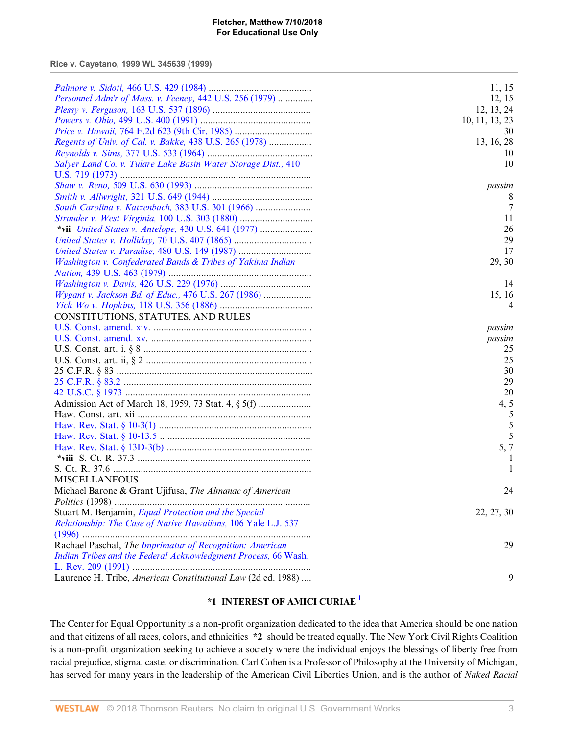| | |
|---|---|
| *Palmore v. Sidoti,* 466 U.S. 429 (1984) | 11, 15 |
| *Personnel Adm'r of Mass. v. Feeney,* 442 U.S. 256 (1979) | 12, 15 |
| *Plessy v. Ferguson,* 163 U.S. 537 (1896) | 12, 13, 24 |
| *Powers v. Ohio,* 499 U.S. 400 (1991) | 10, 11, 13, 23 |
| *Price v. Hawaii,* 764 F.2d 623 (9th Cir. 1985) | 30 |
| *Regents of Univ. of Cal. v. Bakke,* 438 U.S. 265 (1978) | 13, 16, 28 |
| *Reynolds v. Sims,* 377 U.S. 533 (1964) | 10 |
| *Salyer Land Co. v. Tulare Lake Basin Water Storage Dist.,* 410 U.S. 719 (1973) | 10 |
| *Shaw v. Reno,* 509 U.S. 630 (1993) | *passim* |
| *Smith v. Allwright,* 321 U.S. 649 (1944) | 8 |
| *South Carolina v. Katzenbach,* 383 U.S. 301 (1966) | 7 |
| *Strauder v. West Virginia,* 100 U.S. 303 (1880) | 11 |
| **\*vii** *United States v. Antelope,* 430 U.S. 641 (1977) | 26 |
| *United States v. Holliday,* 70 U.S. 407 (1865) | 29 |
| *United States v. Paradise,* 480 U.S. 149 (1987) | 17 |
| *Washington v. Confederated Bands & Tribes of Yakima Indian Nation,* 439 U.S. 463 (1979) | 29, 30 |
| *Washington v. Davis,* 426 U.S. 229 (1976) | 14 |
| *Wygant v. Jackson Bd. of Educ.,* 476 U.S. 267 (1986) | 15, 16 |
| *Yick Wo v. Hopkins,* 118 U.S. 356 (1886) | 4 |
| CONSTITUTIONS, STATUTES, AND RULES | |
| U.S. Const. amend. xiv. | *passim* |
| U.S. Const. amend. xv. | *passim* |
| U.S. Const. art. i, § 8 | 25 |
| U.S. Const. art. ii, § 2 | 25 |
| 25 C.F.R. § 83 | 30 |
| 25 C.F.R. § 83.2 | 29 |
| 42 U.S.C. § 1973 | 20 |
| Admission Act of March 18, 1959, 73 Stat. 4, § 5(f) | 4, 5 |
| Haw. Const. art. xii | 5 |
| Haw. Rev. Stat. § 10-3(1) | 5 |
| Haw. Rev. Stat. § 10-13.5 | 5 |
| Haw. Rev. Stat. § 13D-3(b) | 5, 7 |
| **\*viii** S. Ct. R. 37.3 | 1 |
| S. Ct. R. 37.6 | 1 |
| MISCELLANEOUS | |
| Michael Barone & Grant Ujifusa, *The Almanac of American Politics* (1998) | 24 |
| Stuart M. Benjamin, *Equal Protection and the Special Relationship: The Case of Native Hawaiians,* 106 Yale L.J. 537 (1996) | 22, 27, 30 |
| Rachael Paschal, *The Imprimatur of Recognition: American Indian Tribes and the Federal Acknowledgment Process,* 66 Wash. L. Rev. 209 (1991) | 29 |
| Laurence H. Tribe, *American Constitutional Law* (2d ed. 1988) | 9 |

## \*1 INTEREST OF AMICI CURIAE[1]

The Center for Equal Opportunity is a non-profit organization dedicated to the idea that America should be one nation and that citizens of all races, colors, and ethnicities **\*2** should be treated equally. The New York Civil Rights Coalition is a non-profit organization seeking to achieve a society where the individual enjoys the blessings of liberty free from racial prejudice, stigma, caste, or discrimination. Carl Cohen is a Professor of Philosophy at the University of Michigan, has served for many years in the leadership of the American Civil Liberties Union, and is the author of *Naked Racial*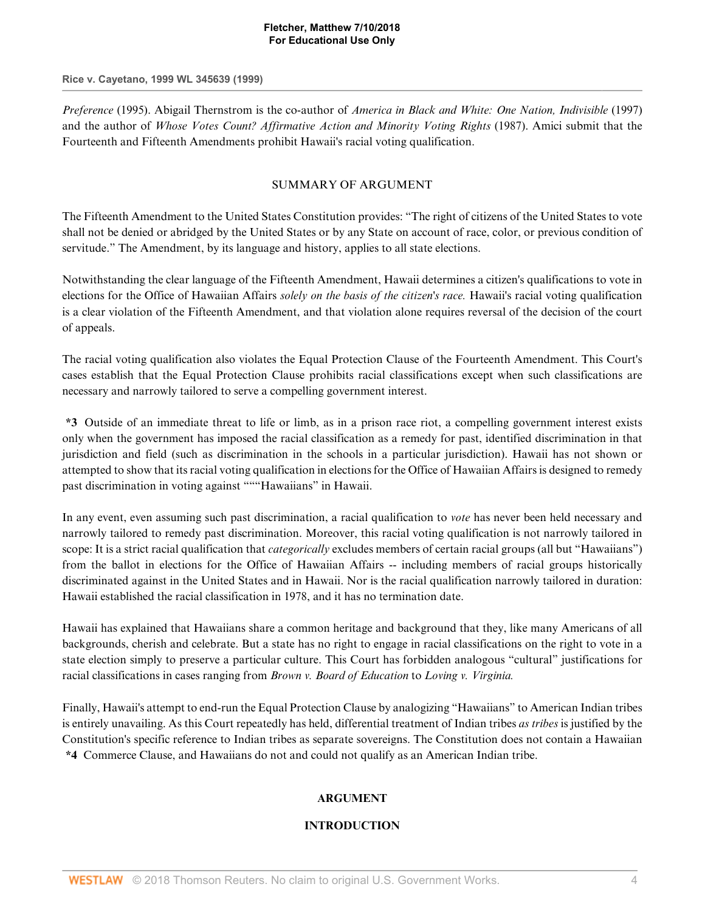*Preference* (1995). Abigail Thernstrom is the co-author of *America in Black and White: One Nation, Indivisible* (1997) and the author of *Whose Votes Count? Affirmative Action and Minority Voting Rights* (1987). Amici submit that the Fourteenth and Fifteenth Amendments prohibit Hawaii's racial voting qualification.

## SUMMARY OF ARGUMENT

The Fifteenth Amendment to the United States Constitution provides: "The right of citizens of the United States to vote shall not be denied or abridged by the United States or by any State on account of race, color, or previous condition of servitude." The Amendment, by its language and history, applies to all state elections.

Notwithstanding the clear language of the Fifteenth Amendment, Hawaii determines a citizen's qualifications to vote in elections for the Office of Hawaiian Affairs *solely on the basis of the citizen's race.* Hawaii's racial voting qualification is a clear violation of the Fifteenth Amendment, and that violation alone requires reversal of the decision of the court of appeals.

The racial voting qualification also violates the Equal Protection Clause of the Fourteenth Amendment. This Court's cases establish that the Equal Protection Clause prohibits racial classifications except when such classifications are necessary and narrowly tailored to serve a compelling government interest.

**\*3** Outside of an immediate threat to life or limb, as in a prison race riot, a compelling government interest exists only when the government has imposed the racial classification as a remedy for past, identified discrimination in that jurisdiction and field (such as discrimination in the schools in a particular jurisdiction). Hawaii has not shown or attempted to show that its racial voting qualification in elections for the Office of Hawaiian Affairs is designed to remedy past discrimination in voting against """"Hawaiians" in Hawaii.

In any event, even assuming such past discrimination, a racial qualification to *vote* has never been held necessary and narrowly tailored to remedy past discrimination. Moreover, this racial voting qualification is not narrowly tailored in scope: It is a strict racial qualification that *categorically* excludes members of certain racial groups (all but "Hawaiians") from the ballot in elections for the Office of Hawaiian Affairs -- including members of racial groups historically discriminated against in the United States and in Hawaii. Nor is the racial qualification narrowly tailored in duration: Hawaii established the racial classification in 1978, and it has no termination date.

Hawaii has explained that Hawaiians share a common heritage and background that they, like many Americans of all backgrounds, cherish and celebrate. But a state has no right to engage in racial classifications on the right to vote in a state election simply to preserve a particular culture. This Court has forbidden analogous "cultural" justifications for racial classifications in cases ranging from *Brown v. Board of Education* to *Loving v. Virginia.*

Finally, Hawaii's attempt to end-run the Equal Protection Clause by analogizing "Hawaiians" to American Indian tribes is entirely unavailing. As this Court repeatedly has held, differential treatment of Indian tribes *as tribes* is justified by the Constitution's specific reference to Indian tribes as separate sovereigns. The Constitution does not contain a Hawaiian **\*4** Commerce Clause, and Hawaiians do not and could not qualify as an American Indian tribe.

## ARGUMENT

## INTRODUCTION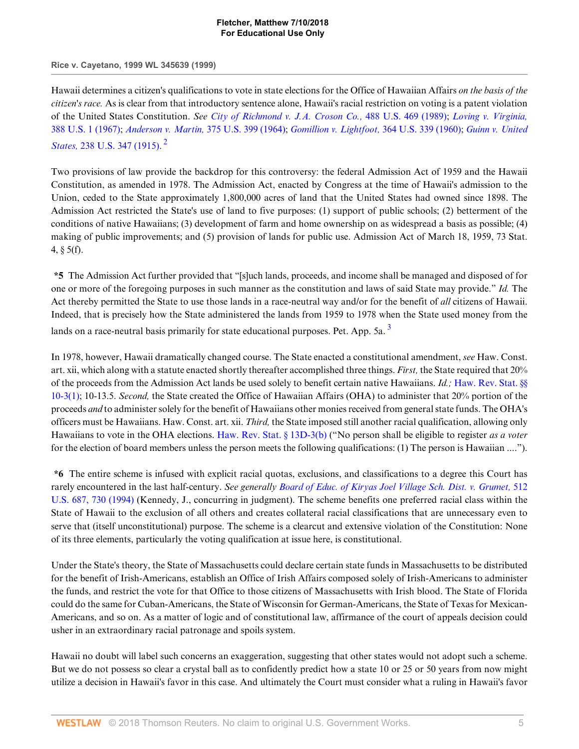Hawaii determines a citizen's qualifications to vote in state elections for the Office of Hawaiian Affairs *on the basis of the citizen's race.* As is clear from that introductory sentence alone, Hawaii's racial restriction on voting is a patent violation of the United States Constitution. *See City of Richmond v. J.A. Croson Co.,* 488 U.S. 469 (1989); *Loving v. Virginia,* 388 U.S. 1 (1967); *Anderson v. Martin,* 375 U.S. 399 (1964); *Gomillion v. Lightfoot,* 364 U.S. 339 (1960); *Guinn v. United States,* 238 U.S. 347 (1915).[2]

Two provisions of law provide the backdrop for this controversy: the federal Admission Act of 1959 and the Hawaii Constitution, as amended in 1978. The Admission Act, enacted by Congress at the time of Hawaii's admission to the Union, ceded to the State approximately 1,800,000 acres of land that the United States had owned since 1898. The Admission Act restricted the State's use of land to five purposes: (1) support of public schools; (2) betterment of the conditions of native Hawaiians; (3) development of farm and home ownership on as widespread a basis as possible; (4) making of public improvements; and (5) provision of lands for public use. Admission Act of March 18, 1959, 73 Stat. 4, § 5(f).

**\*5** The Admission Act further provided that "[s]uch lands, proceeds, and income shall be managed and disposed of for one or more of the foregoing purposes in such manner as the constitution and laws of said State may provide." *Id.* The Act thereby permitted the State to use those lands in a race-neutral way and/or for the benefit of *all* citizens of Hawaii. Indeed, that is precisely how the State administered the lands from 1959 to 1978 when the State used money from the lands on a race-neutral basis primarily for state educational purposes. Pet. App. 5a.[3]

In 1978, however, Hawaii dramatically changed course. The State enacted a constitutional amendment, *see* Haw. Const. art. xii, which along with a statute enacted shortly thereafter accomplished three things. *First,* the State required that 20% of the proceeds from the Admission Act lands be used solely to benefit certain native Hawaiians. *Id.;* Haw. Rev. Stat. §§ 10-3(1); 10-13.5. *Second,* the State created the Office of Hawaiian Affairs (OHA) to administer that 20% portion of the proceeds *and* to administer solely for the benefit of Hawaiians other monies received from general state funds. The OHA's officers must be Hawaiians. Haw. Const. art. xii. *Third,* the State imposed still another racial qualification, allowing only Hawaiians to vote in the OHA elections. Haw. Rev. Stat. § 13D-3(b) ("No person shall be eligible to register *as a voter* for the election of board members unless the person meets the following qualifications: (1) The person is Hawaiian ....").

**\*6** The entire scheme is infused with explicit racial quotas, exclusions, and classifications to a degree this Court has rarely encountered in the last half-century. *See generally Board of Educ. of Kiryas Joel Village Sch. Dist. v. Grumet,* 512 U.S. 687, 730 (1994) (Kennedy, J., concurring in judgment). The scheme benefits one preferred racial class within the State of Hawaii to the exclusion of all others and creates collateral racial classifications that are unnecessary even to serve that (itself unconstitutional) purpose. The scheme is a clearcut and extensive violation of the Constitution: None of its three elements, particularly the voting qualification at issue here, is constitutional.

Under the State's theory, the State of Massachusetts could declare certain state funds in Massachusetts to be distributed for the benefit of Irish-Americans, establish an Office of Irish Affairs composed solely of Irish-Americans to administer the funds, and restrict the vote for that Office to those citizens of Massachusetts with Irish blood. The State of Florida could do the same for Cuban-Americans, the State of Wisconsin for German-Americans, the State of Texas for Mexican-Americans, and so on. As a matter of logic and of constitutional law, affirmance of the court of appeals decision could usher in an extraordinary racial patronage and spoils system.

Hawaii no doubt will label such concerns an exaggeration, suggesting that other states would not adopt such a scheme. But we do not possess so clear a crystal ball as to confidently predict how a state 10 or 25 or 50 years from now might utilize a decision in Hawaii's favor in this case. And ultimately the Court must consider what a ruling in Hawaii's favor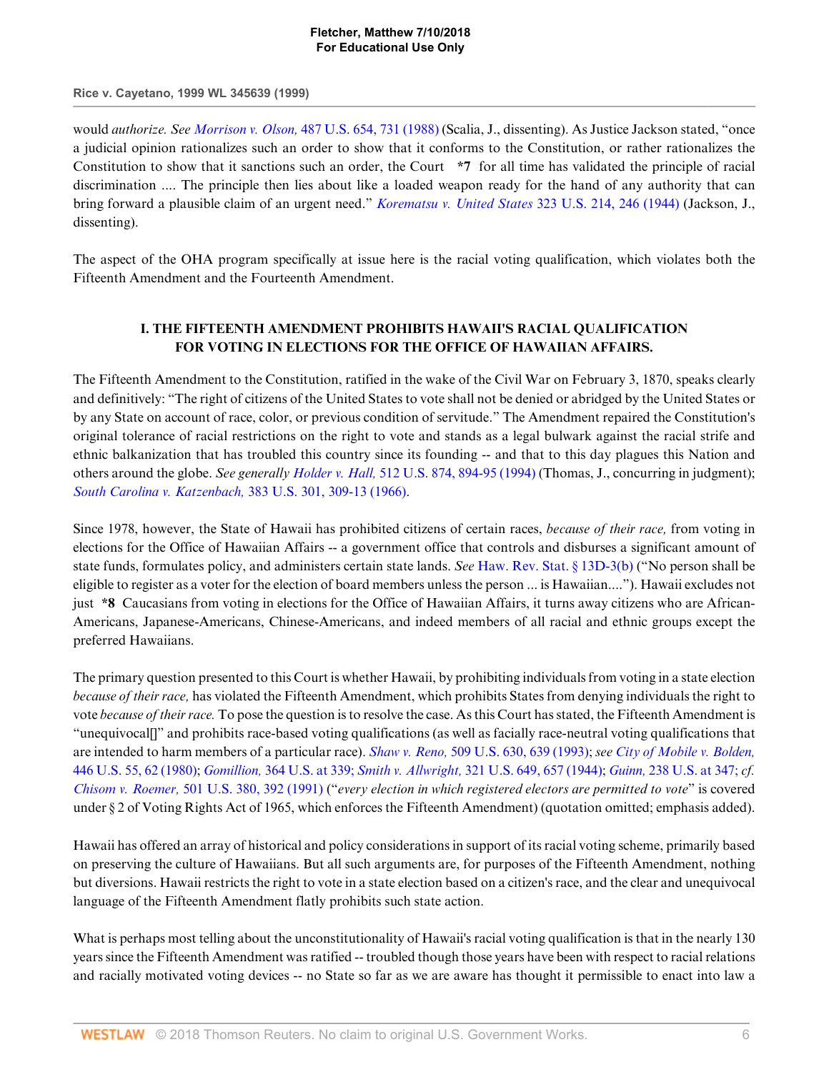would *authorize. See Morrison v. Olson,* 487 U.S. 654, 731 (1988) (Scalia, J., dissenting). As Justice Jackson stated, "once a judicial opinion rationalizes such an order to show that it conforms to the Constitution, or rather rationalizes the Constitution to show that it sanctions such an order, the Court **\*7** for all time has validated the principle of racial discrimination .... The principle then lies about like a loaded weapon ready for the hand of any authority that can bring forward a plausible claim of an urgent need." *Korematsu v. United States* 323 U.S. 214, 246 (1944) (Jackson, J., dissenting).

The aspect of the OHA program specifically at issue here is the racial voting qualification, which violates both the Fifteenth Amendment and the Fourteenth Amendment.

## I. THE FIFTEENTH AMENDMENT PROHIBITS HAWAII'S RACIAL QUALIFICATION FOR VOTING IN ELECTIONS FOR THE OFFICE OF HAWAIIAN AFFAIRS.

The Fifteenth Amendment to the Constitution, ratified in the wake of the Civil War on February 3, 1870, speaks clearly and definitively: "The right of citizens of the United States to vote shall not be denied or abridged by the United States or by any State on account of race, color, or previous condition of servitude." The Amendment repaired the Constitution's original tolerance of racial restrictions on the right to vote and stands as a legal bulwark against the racial strife and ethnic balkanization that has troubled this country since its founding -- and that to this day plagues this Nation and others around the globe. *See generally Holder v. Hall,* 512 U.S. 874, 894-95 (1994) (Thomas, J., concurring in judgment); *South Carolina v. Katzenbach,* 383 U.S. 301, 309-13 (1966).

Since 1978, however, the State of Hawaii has prohibited citizens of certain races, *because of their race,* from voting in elections for the Office of Hawaiian Affairs -- a government office that controls and disburses a significant amount of state funds, formulates policy, and administers certain state lands. *See* Haw. Rev. Stat. § 13D-3(b) ("No person shall be eligible to register as a voter for the election of board members unless the person ... is Hawaiian...."). Hawaii excludes not just **\*8** Caucasians from voting in elections for the Office of Hawaiian Affairs, it turns away citizens who are African-Americans, Japanese-Americans, Chinese-Americans, and indeed members of all racial and ethnic groups except the preferred Hawaiians.

The primary question presented to this Court is whether Hawaii, by prohibiting individuals from voting in a state election *because of their race,* has violated the Fifteenth Amendment, which prohibits States from denying individuals the right to vote *because of their race.* To pose the question is to resolve the case. As this Court has stated, the Fifteenth Amendment is "unequivocal[]" and prohibits race-based voting qualifications (as well as facially race-neutral voting qualifications that are intended to harm members of a particular race). *Shaw v. Reno,* 509 U.S. 630, 639 (1993); *see City of Mobile v. Bolden,* 446 U.S. 55, 62 (1980); *Gomillion,* 364 U.S. at 339; *Smith v. Allwright,* 321 U.S. 649, 657 (1944); *Guinn,* 238 U.S. at 347; *cf. Chisom v. Roemer,* 501 U.S. 380, 392 (1991) ("*every election in which registered electors are permitted to vote*" is covered under § 2 of Voting Rights Act of 1965, which enforces the Fifteenth Amendment) (quotation omitted; emphasis added).

Hawaii has offered an array of historical and policy considerations in support of its racial voting scheme, primarily based on preserving the culture of Hawaiians. But all such arguments are, for purposes of the Fifteenth Amendment, nothing but diversions. Hawaii restricts the right to vote in a state election based on a citizen's race, and the clear and unequivocal language of the Fifteenth Amendment flatly prohibits such state action.

What is perhaps most telling about the unconstitutionality of Hawaii's racial voting qualification is that in the nearly 130 years since the Fifteenth Amendment was ratified -- troubled though those years have been with respect to racial relations and racially motivated voting devices -- no State so far as we are aware has thought it permissible to enact into law a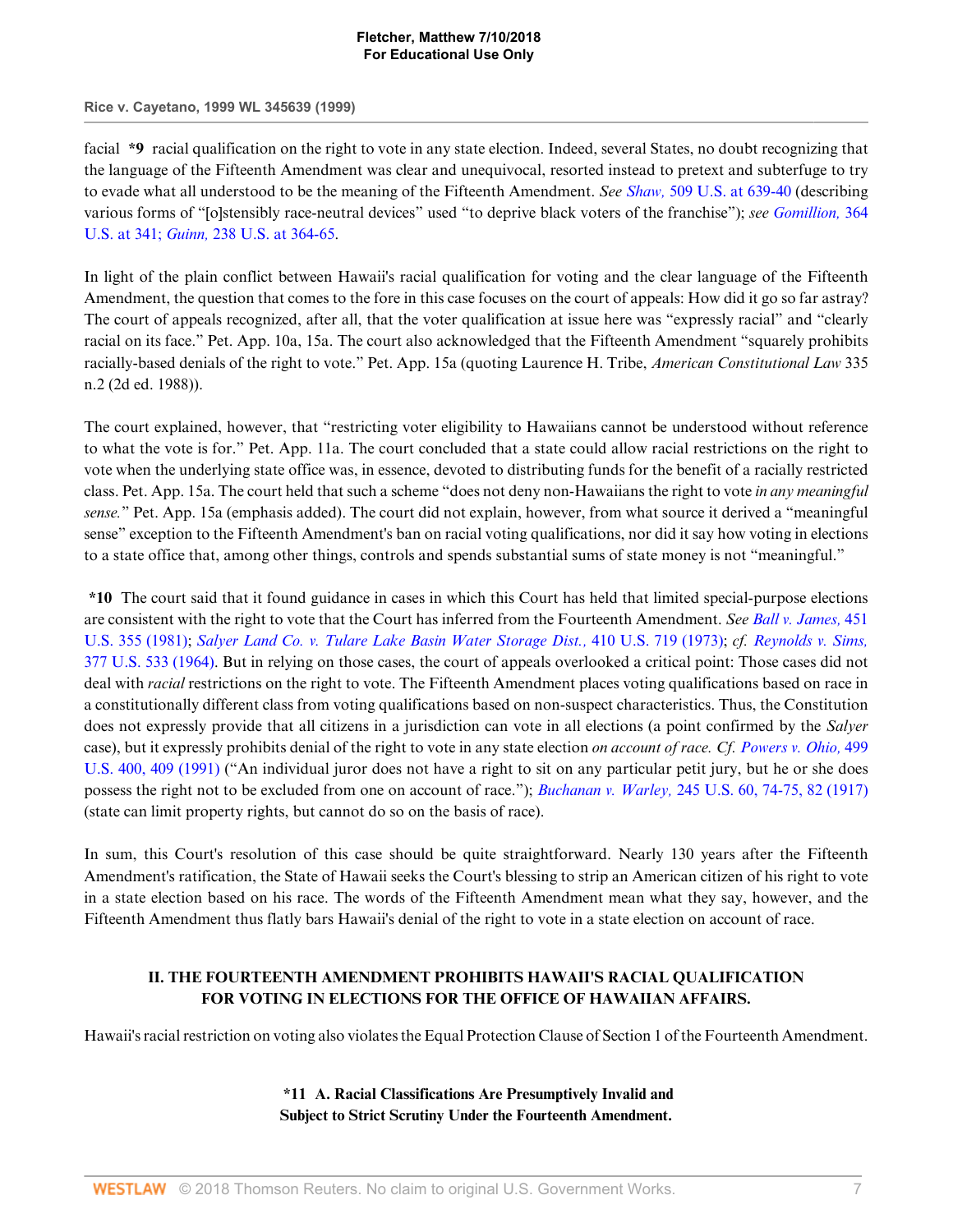facial **\*9** racial qualification on the right to vote in any state election. Indeed, several States, no doubt recognizing that the language of the Fifteenth Amendment was clear and unequivocal, resorted instead to pretext and subterfuge to try to evade what all understood to be the meaning of the Fifteenth Amendment. *See Shaw,* 509 U.S. at 639-40 (describing various forms of "[o]stensibly race-neutral devices" used "to deprive black voters of the franchise"); *see Gomillion,* 364 U.S. at 341; *Guinn,* 238 U.S. at 364-65.

In light of the plain conflict between Hawaii's racial qualification for voting and the clear language of the Fifteenth Amendment, the question that comes to the fore in this case focuses on the court of appeals: How did it go so far astray? The court of appeals recognized, after all, that the voter qualification at issue here was "expressly racial" and "clearly racial on its face." Pet. App. 10a, 15a. The court also acknowledged that the Fifteenth Amendment "squarely prohibits racially-based denials of the right to vote." Pet. App. 15a (quoting Laurence H. Tribe, *American Constitutional Law* 335 n.2 (2d ed. 1988)).

The court explained, however, that "restricting voter eligibility to Hawaiians cannot be understood without reference to what the vote is for." Pet. App. 11a. The court concluded that a state could allow racial restrictions on the right to vote when the underlying state office was, in essence, devoted to distributing funds for the benefit of a racially restricted class. Pet. App. 15a. The court held that such a scheme "does not deny non-Hawaiians the right to vote *in any meaningful sense.*" Pet. App. 15a (emphasis added). The court did not explain, however, from what source it derived a "meaningful sense" exception to the Fifteenth Amendment's ban on racial voting qualifications, nor did it say how voting in elections to a state office that, among other things, controls and spends substantial sums of state money is not "meaningful."

**\*10** The court said that it found guidance in cases in which this Court has held that limited special-purpose elections are consistent with the right to vote that the Court has inferred from the Fourteenth Amendment. *See Ball v. James,* 451 U.S. 355 (1981); *Salyer Land Co. v. Tulare Lake Basin Water Storage Dist.,* 410 U.S. 719 (1973); *cf. Reynolds v. Sims,* 377 U.S. 533 (1964). But in relying on those cases, the court of appeals overlooked a critical point: Those cases did not deal with *racial* restrictions on the right to vote. The Fifteenth Amendment places voting qualifications based on race in a constitutionally different class from voting qualifications based on non-suspect characteristics. Thus, the Constitution does not expressly provide that all citizens in a jurisdiction can vote in all elections (a point confirmed by the *Salyer* case), but it expressly prohibits denial of the right to vote in any state election *on account of race. Cf. Powers v. Ohio,* 499 U.S. 400, 409 (1991) ("An individual juror does not have a right to sit on any particular petit jury, but he or she does possess the right not to be excluded from one on account of race."); *Buchanan v. Warley,* 245 U.S. 60, 74-75, 82 (1917) (state can limit property rights, but cannot do so on the basis of race).

In sum, this Court's resolution of this case should be quite straightforward. Nearly 130 years after the Fifteenth Amendment's ratification, the State of Hawaii seeks the Court's blessing to strip an American citizen of his right to vote in a state election based on his race. The words of the Fifteenth Amendment mean what they say, however, and the Fifteenth Amendment thus flatly bars Hawaii's denial of the right to vote in a state election on account of race.

## II. THE FOURTEENTH AMENDMENT PROHIBITS HAWAII'S RACIAL QUALIFICATION FOR VOTING IN ELECTIONS FOR THE OFFICE OF HAWAIIAN AFFAIRS.

Hawaii's racial restriction on voting also violates the Equal Protection Clause of Section 1 of the Fourteenth Amendment.

### \*11 A. Racial Classifications Are Presumptively Invalid and Subject to Strict Scrutiny Under the Fourteenth Amendment.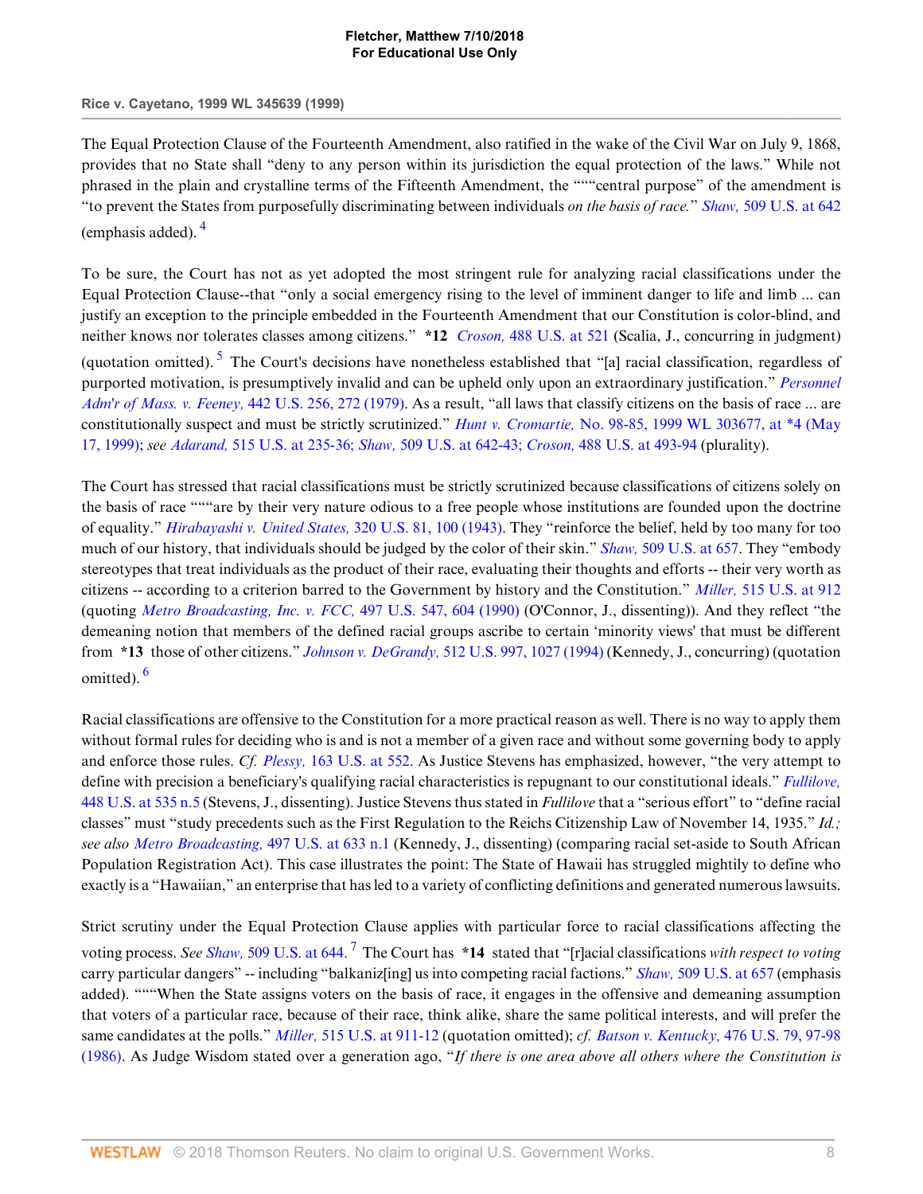The Equal Protection Clause of the Fourteenth Amendment, also ratified in the wake of the Civil War on July 9, 1868, provides that no State shall "deny to any person within its jurisdiction the equal protection of the laws." While not phrased in the plain and crystalline terms of the Fifteenth Amendment, the """central purpose" of the amendment is "to prevent the States from purposefully discriminating between individuals *on the basis of race.*" *Shaw,* 509 U.S. at 642 (emphasis added). [4]

To be sure, the Court has not as yet adopted the most stringent rule for analyzing racial classifications under the Equal Protection Clause--that "only a social emergency rising to the level of imminent danger to life and limb ... can justify an exception to the principle embedded in the Fourteenth Amendment that our Constitution is color-blind, and neither knows nor tolerates classes among citizens." **\*12** *Croson,* 488 U.S. at 521 (Scalia, J., concurring in judgment) (quotation omitted). [5] The Court's decisions have nonetheless established that "[a] racial classification, regardless of purported motivation, is presumptively invalid and can be upheld only upon an extraordinary justification." *Personnel Adm'r of Mass. v. Feeney,* 442 U.S. 256, 272 (1979). As a result, "all laws that classify citizens on the basis of race ... are constitutionally suspect and must be strictly scrutinized." *Hunt v. Cromartie,* No. 98-85, 1999 WL 303677, at \*4 (May 17, 1999); *see Adarand,* 515 U.S. at 235-36; *Shaw,* 509 U.S. at 642-43; *Croson,* 488 U.S. at 493-94 (plurality).

The Court has stressed that racial classifications must be strictly scrutinized because classifications of citizens solely on the basis of race """are by their very nature odious to a free people whose institutions are founded upon the doctrine of equality." *Hirabayashi v. United States,* 320 U.S. 81, 100 (1943). They "reinforce the belief, held by too many for too much of our history, that individuals should be judged by the color of their skin." *Shaw,* 509 U.S. at 657. They "embody stereotypes that treat individuals as the product of their race, evaluating their thoughts and efforts -- their very worth as citizens -- according to a criterion barred to the Government by history and the Constitution." *Miller,* 515 U.S. at 912 (quoting *Metro Broadcasting, Inc. v. FCC,* 497 U.S. 547, 604 (1990) (O'Connor, J., dissenting)). And they reflect "the demeaning notion that members of the defined racial groups ascribe to certain 'minority views' that must be different from **\*13** those of other citizens." *Johnson v. DeGrandy,* 512 U.S. 997, 1027 (1994) (Kennedy, J., concurring) (quotation omitted). [6]

Racial classifications are offensive to the Constitution for a more practical reason as well. There is no way to apply them without formal rules for deciding who is and is not a member of a given race and without some governing body to apply and enforce those rules. *Cf. Plessy,* 163 U.S. at 552. As Justice Stevens has emphasized, however, "the very attempt to define with precision a beneficiary's qualifying racial characteristics is repugnant to our constitutional ideals." *Fullilove,* 448 U.S. at 535 n.5 (Stevens, J., dissenting). Justice Stevens thus stated in *Fullilove* that a "serious effort" to "define racial classes" must "study precedents such as the First Regulation to the Reichs Citizenship Law of November 14, 1935." *Id.; see also Metro Broadcasting,* 497 U.S. at 633 n.1 (Kennedy, J., dissenting) (comparing racial set-aside to South African Population Registration Act). This case illustrates the point: The State of Hawaii has struggled mightily to define who exactly is a "Hawaiian," an enterprise that has led to a variety of conflicting definitions and generated numerous lawsuits.

Strict scrutiny under the Equal Protection Clause applies with particular force to racial classifications affecting the voting process. *See Shaw,* 509 U.S. at 644. [7] The Court has **\*14** stated that "[r]acial classifications *with respect to voting* carry particular dangers" -- including "balkaniz[ing] us into competing racial factions." *Shaw,* 509 U.S. at 657 (emphasis added). """When the State assigns voters on the basis of race, it engages in the offensive and demeaning assumption that voters of a particular race, because of their race, think alike, share the same political interests, and will prefer the same candidates at the polls." *Miller,* 515 U.S. at 911-12 (quotation omitted); *cf. Batson v. Kentucky,* 476 U.S. 79, 97-98 (1986). As Judge Wisdom stated over a generation ago, "*If there is one area above all others where the Constitution is*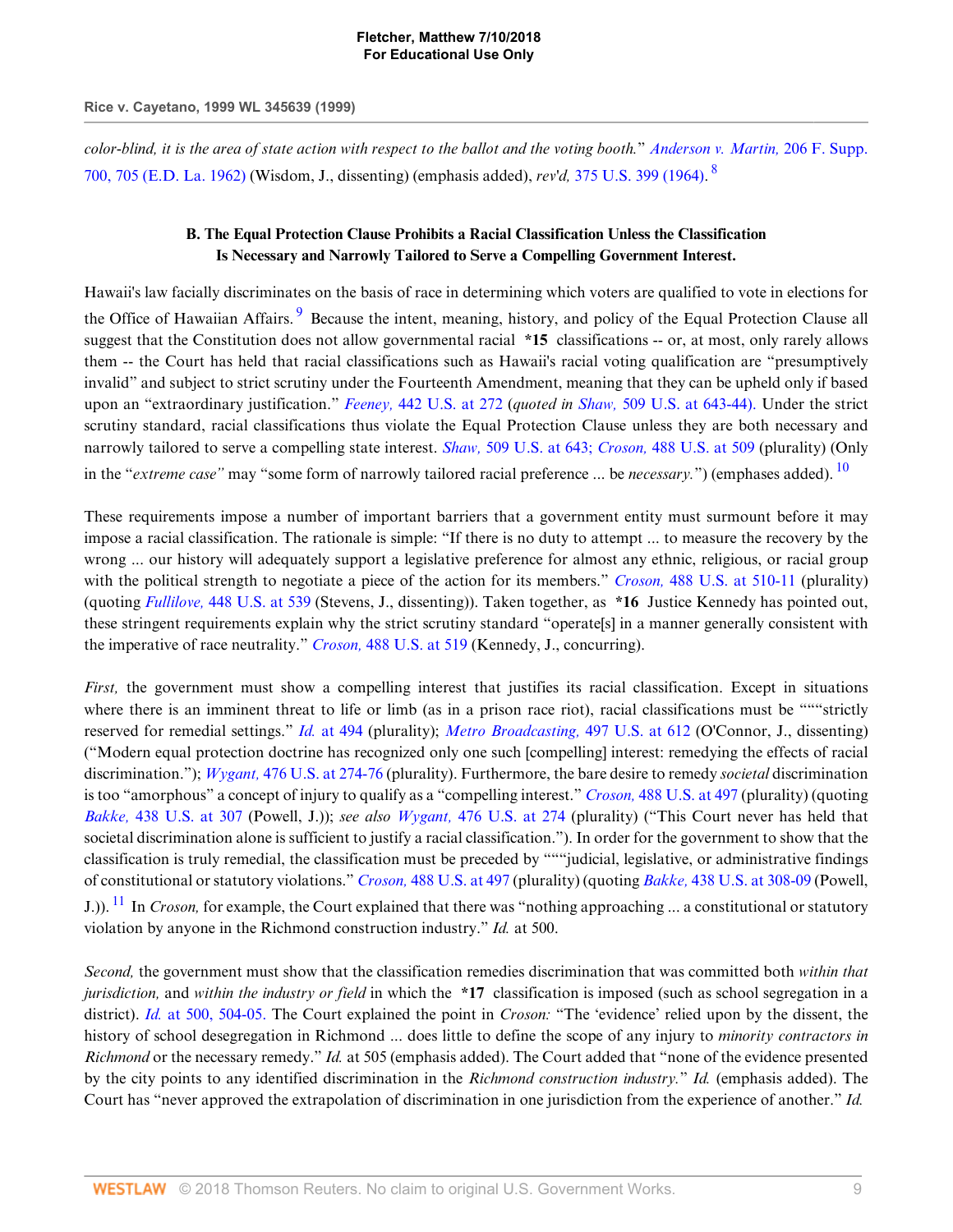*color-blind, it is the area of state action with respect to the ballot and the voting booth.*" *Anderson v. Martin,* 206 F. Supp. 700, 705 (E.D. La. 1962) (Wisdom, J., dissenting) (emphasis added), *rev'd,* 375 U.S. 399 (1964).[8]

### B. The Equal Protection Clause Prohibits a Racial Classification Unless the Classification Is Necessary and Narrowly Tailored to Serve a Compelling Government Interest.

Hawaii's law facially discriminates on the basis of race in determining which voters are qualified to vote in elections for the Office of Hawaiian Affairs.[9] Because the intent, meaning, history, and policy of the Equal Protection Clause all suggest that the Constitution does not allow governmental racial **\*15** classifications -- or, at most, only rarely allows them -- the Court has held that racial classifications such as Hawaii's racial voting qualification are "presumptively invalid" and subject to strict scrutiny under the Fourteenth Amendment, meaning that they can be upheld only if based upon an "extraordinary justification." *Feeney,* 442 U.S. at 272 (*quoted in Shaw,* 509 U.S. at 643-44). Under the strict scrutiny standard, racial classifications thus violate the Equal Protection Clause unless they are both necessary and narrowly tailored to serve a compelling state interest. *Shaw,* 509 U.S. at 643; *Croson,* 488 U.S. at 509 (plurality) (Only in the "*extreme case"* may "some form of narrowly tailored racial preference ... be *necessary.*") (emphases added).[10]

These requirements impose a number of important barriers that a government entity must surmount before it may impose a racial classification. The rationale is simple: "If there is no duty to attempt ... to measure the recovery by the wrong ... our history will adequately support a legislative preference for almost any ethnic, religious, or racial group with the political strength to negotiate a piece of the action for its members." *Croson,* 488 U.S. at 510-11 (plurality) (quoting *Fullilove,* 448 U.S. at 539 (Stevens, J., dissenting)). Taken together, as **\*16** Justice Kennedy has pointed out, these stringent requirements explain why the strict scrutiny standard "operate[s] in a manner generally consistent with the imperative of race neutrality." *Croson,* 488 U.S. at 519 (Kennedy, J., concurring).

*First,* the government must show a compelling interest that justifies its racial classification. Except in situations where there is an imminent threat to life or limb (as in a prison race riot), racial classifications must be """strictly reserved for remedial settings." *Id.* at 494 (plurality); *Metro Broadcasting,* 497 U.S. at 612 (O'Connor, J., dissenting) ("Modern equal protection doctrine has recognized only one such [compelling] interest: remedying the effects of racial discrimination."); *Wygant,* 476 U.S. at 274-76 (plurality). Furthermore, the bare desire to remedy *societal* discrimination is too "amorphous" a concept of injury to qualify as a "compelling interest." *Croson,* 488 U.S. at 497 (plurality) (quoting *Bakke,* 438 U.S. at 307 (Powell, J.)); *see also Wygant,* 476 U.S. at 274 (plurality) ("This Court never has held that societal discrimination alone is sufficient to justify a racial classification."). In order for the government to show that the classification is truly remedial, the classification must be preceded by """judicial, legislative, or administrative findings of constitutional or statutory violations." *Croson,* 488 U.S. at 497 (plurality) (quoting *Bakke,* 438 U.S. at 308-09 (Powell, J.)).[11] In *Croson,* for example, the Court explained that there was "nothing approaching ... a constitutional or statutory violation by anyone in the Richmond construction industry." *Id.* at 500.

*Second,* the government must show that the classification remedies discrimination that was committed both *within that jurisdiction,* and *within the industry or field* in which the **\*17** classification is imposed (such as school segregation in a district). *Id.* at 500, 504-05. The Court explained the point in *Croson:* "The 'evidence' relied upon by the dissent, the history of school desegregation in Richmond ... does little to define the scope of any injury to *minority contractors in Richmond* or the necessary remedy." *Id.* at 505 (emphasis added). The Court added that "none of the evidence presented by the city points to any identified discrimination in the *Richmond construction industry.*" *Id.* (emphasis added). The Court has "never approved the extrapolation of discrimination in one jurisdiction from the experience of another." *Id.*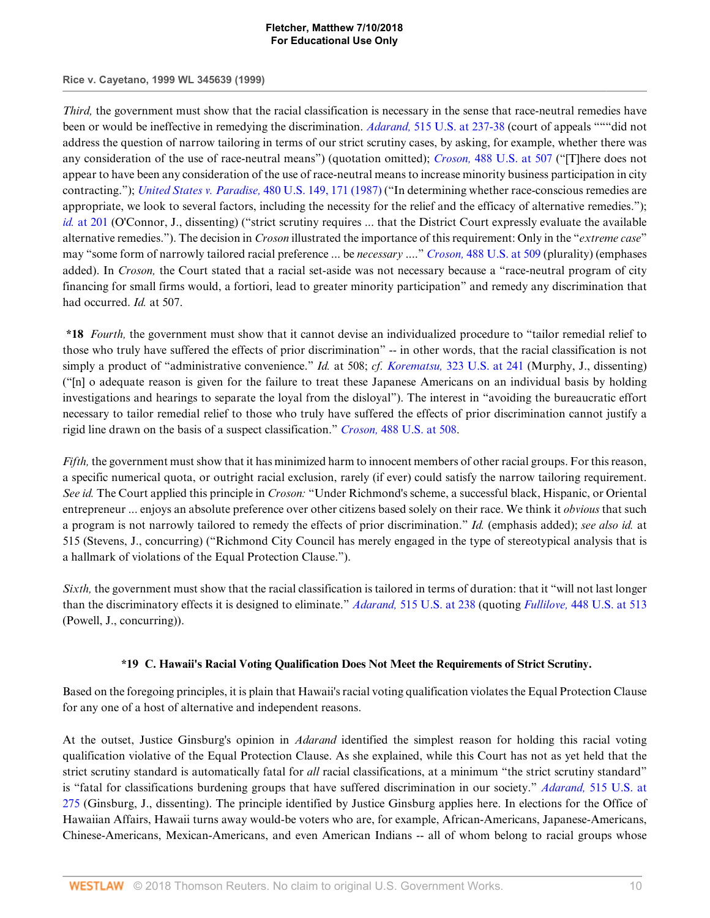*Third,* the government must show that the racial classification is necessary in the sense that race-neutral remedies have been or would be ineffective in remedying the discrimination. *Adarand,* 515 U.S. at 237-38 (court of appeals """"did not address the question of narrow tailoring in terms of our strict scrutiny cases, by asking, for example, whether there was any consideration of the use of race-neutral means") (quotation omitted); *Croson,* 488 U.S. at 507 ("[T]here does not appear to have been any consideration of the use of race-neutral means to increase minority business participation in city contracting."); *United States v. Paradise,* 480 U.S. 149, 171 (1987) ("In determining whether race-conscious remedies are appropriate, we look to several factors, including the necessity for the relief and the efficacy of alternative remedies."); *id.* at 201 (O'Connor, J., dissenting) ("strict scrutiny requires ... that the District Court expressly evaluate the available alternative remedies."). The decision in *Croson* illustrated the importance of this requirement: Only in the "*extreme case*" may "some form of narrowly tailored racial preference ... be *necessary* ...." *Croson,* 488 U.S. at 509 (plurality) (emphases added). In *Croson,* the Court stated that a racial set-aside was not necessary because a "race-neutral program of city financing for small firms would, a fortiori, lead to greater minority participation" and remedy any discrimination that had occurred. *Id.* at 507.

**\*18** *Fourth,* the government must show that it cannot devise an individualized procedure to "tailor remedial relief to those who truly have suffered the effects of prior discrimination" -- in other words, that the racial classification is not simply a product of "administrative convenience." *Id.* at 508; *cf. Korematsu,* 323 U.S. at 241 (Murphy, J., dissenting) ("[n] o adequate reason is given for the failure to treat these Japanese Americans on an individual basis by holding investigations and hearings to separate the loyal from the disloyal"). The interest in "avoiding the bureaucratic effort necessary to tailor remedial relief to those who truly have suffered the effects of prior discrimination cannot justify a rigid line drawn on the basis of a suspect classification." *Croson,* 488 U.S. at 508.

*Fifth,* the government must show that it has minimized harm to innocent members of other racial groups. For this reason, a specific numerical quota, or outright racial exclusion, rarely (if ever) could satisfy the narrow tailoring requirement. *See id.* The Court applied this principle in *Croson:* "Under Richmond's scheme, a successful black, Hispanic, or Oriental entrepreneur ... enjoys an absolute preference over other citizens based solely on their race. We think it *obvious* that such a program is not narrowly tailored to remedy the effects of prior discrimination." *Id.* (emphasis added); *see also id.* at 515 (Stevens, J., concurring) ("Richmond City Council has merely engaged in the type of stereotypical analysis that is a hallmark of violations of the Equal Protection Clause.").

*Sixth,* the government must show that the racial classification is tailored in terms of duration: that it "will not last longer than the discriminatory effects it is designed to eliminate." *Adarand,* 515 U.S. at 238 (quoting *Fullilove,* 448 U.S. at 513 (Powell, J., concurring)).

### \*19 C. Hawaii's Racial Voting Qualification Does Not Meet the Requirements of Strict Scrutiny.

Based on the foregoing principles, it is plain that Hawaii's racial voting qualification violates the Equal Protection Clause for any one of a host of alternative and independent reasons.

At the outset, Justice Ginsburg's opinion in *Adarand* identified the simplest reason for holding this racial voting qualification violative of the Equal Protection Clause. As she explained, while this Court has not as yet held that the strict scrutiny standard is automatically fatal for *all* racial classifications, at a minimum "the strict scrutiny standard" is "fatal for classifications burdening groups that have suffered discrimination in our society." *Adarand,* 515 U.S. at 275 (Ginsburg, J., dissenting). The principle identified by Justice Ginsburg applies here. In elections for the Office of Hawaiian Affairs, Hawaii turns away would-be voters who are, for example, African-Americans, Japanese-Americans, Chinese-Americans, Mexican-Americans, and even American Indians -- all of whom belong to racial groups whose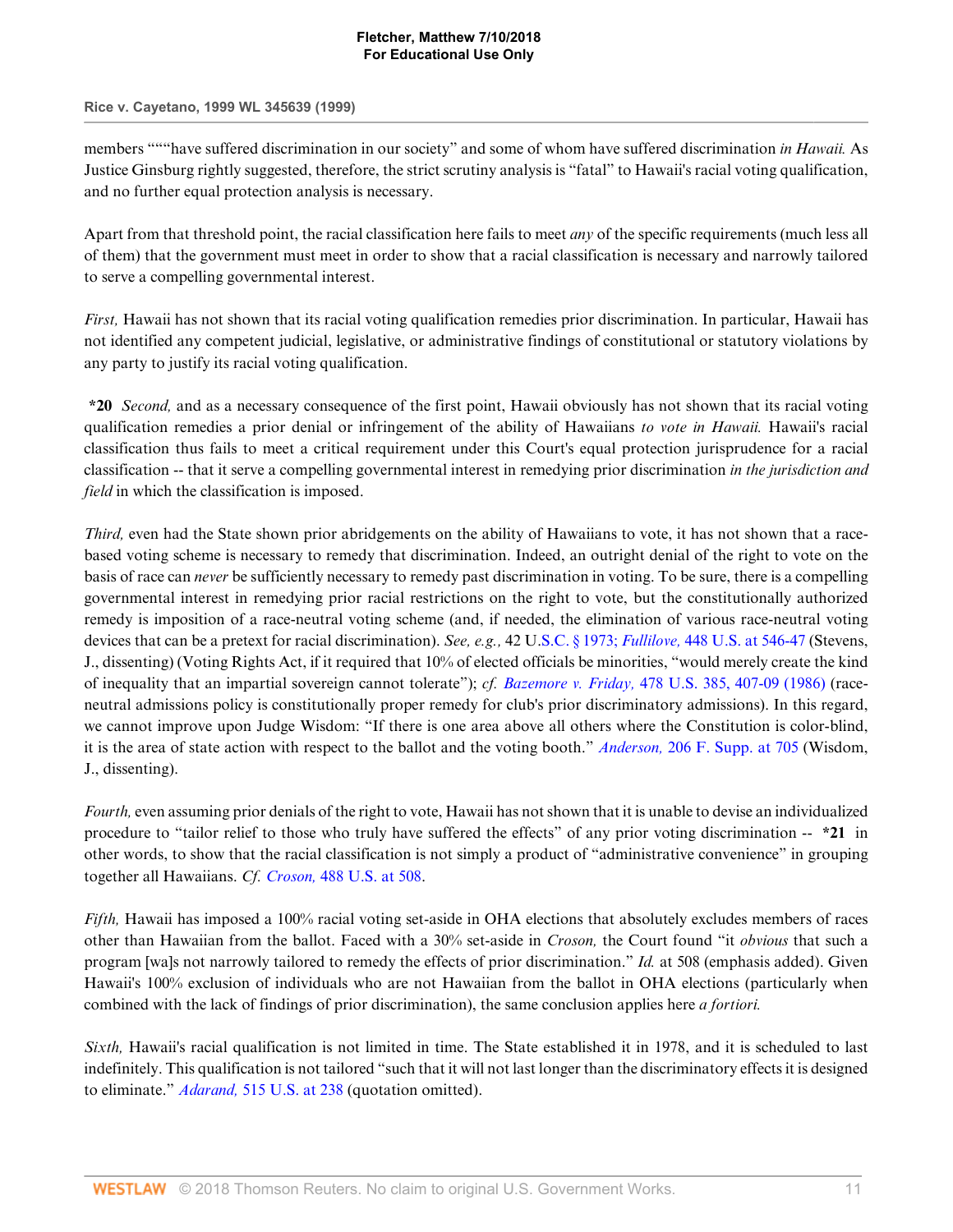members """"have suffered discrimination in our society" and some of whom have suffered discrimination *in Hawaii.* As Justice Ginsburg rightly suggested, therefore, the strict scrutiny analysis is "fatal" to Hawaii's racial voting qualification, and no further equal protection analysis is necessary.

Apart from that threshold point, the racial classification here fails to meet *any* of the specific requirements (much less all of them) that the government must meet in order to show that a racial classification is necessary and narrowly tailored to serve a compelling governmental interest.

*First,* Hawaii has not shown that its racial voting qualification remedies prior discrimination. In particular, Hawaii has not identified any competent judicial, legislative, or administrative findings of constitutional or statutory violations by any party to justify its racial voting qualification.

**\*20** *Second,* and as a necessary consequence of the first point, Hawaii obviously has not shown that its racial voting qualification remedies a prior denial or infringement of the ability of Hawaiians *to vote in Hawaii.* Hawaii's racial classification thus fails to meet a critical requirement under this Court's equal protection jurisprudence for a racial classification -- that it serve a compelling governmental interest in remedying prior discrimination *in the jurisdiction and field* in which the classification is imposed.

*Third,* even had the State shown prior abridgements on the ability of Hawaiians to vote, it has not shown that a race-based voting scheme is necessary to remedy that discrimination. Indeed, an outright denial of the right to vote on the basis of race can *never* be sufficiently necessary to remedy past discrimination in voting. To be sure, there is a compelling governmental interest in remedying prior racial restrictions on the right to vote, but the constitutionally authorized remedy is imposition of a race-neutral voting scheme (and, if needed, the elimination of various race-neutral voting devices that can be a pretext for racial discrimination). *See, e.g.,* 42 U.S.C. § 1973; *Fullilove,* 448 U.S. at 546-47 (Stevens, J., dissenting) (Voting Rights Act, if it required that 10% of elected officials be minorities, "would merely create the kind of inequality that an impartial sovereign cannot tolerate"); *cf. Bazemore v. Friday,* 478 U.S. 385, 407-09 (1986) (race-neutral admissions policy is constitutionally proper remedy for club's prior discriminatory admissions). In this regard, we cannot improve upon Judge Wisdom: "If there is one area above all others where the Constitution is color-blind, it is the area of state action with respect to the ballot and the voting booth." *Anderson,* 206 F. Supp. at 705 (Wisdom, J., dissenting).

*Fourth,* even assuming prior denials of the right to vote, Hawaii has not shown that it is unable to devise an individualized procedure to "tailor relief to those who truly have suffered the effects" of any prior voting discrimination -- **\*21** in other words, to show that the racial classification is not simply a product of "administrative convenience" in grouping together all Hawaiians. *Cf. Croson,* 488 U.S. at 508.

*Fifth,* Hawaii has imposed a 100% racial voting set-aside in OHA elections that absolutely excludes members of races other than Hawaiian from the ballot. Faced with a 30% set-aside in *Croson,* the Court found "it *obvious* that such a program [wa]s not narrowly tailored to remedy the effects of prior discrimination." *Id.* at 508 (emphasis added). Given Hawaii's 100% exclusion of individuals who are not Hawaiian from the ballot in OHA elections (particularly when combined with the lack of findings of prior discrimination), the same conclusion applies here *a fortiori.*

*Sixth,* Hawaii's racial qualification is not limited in time. The State established it in 1978, and it is scheduled to last indefinitely. This qualification is not tailored "such that it will not last longer than the discriminatory effects it is designed to eliminate." *Adarand,* 515 U.S. at 238 (quotation omitted).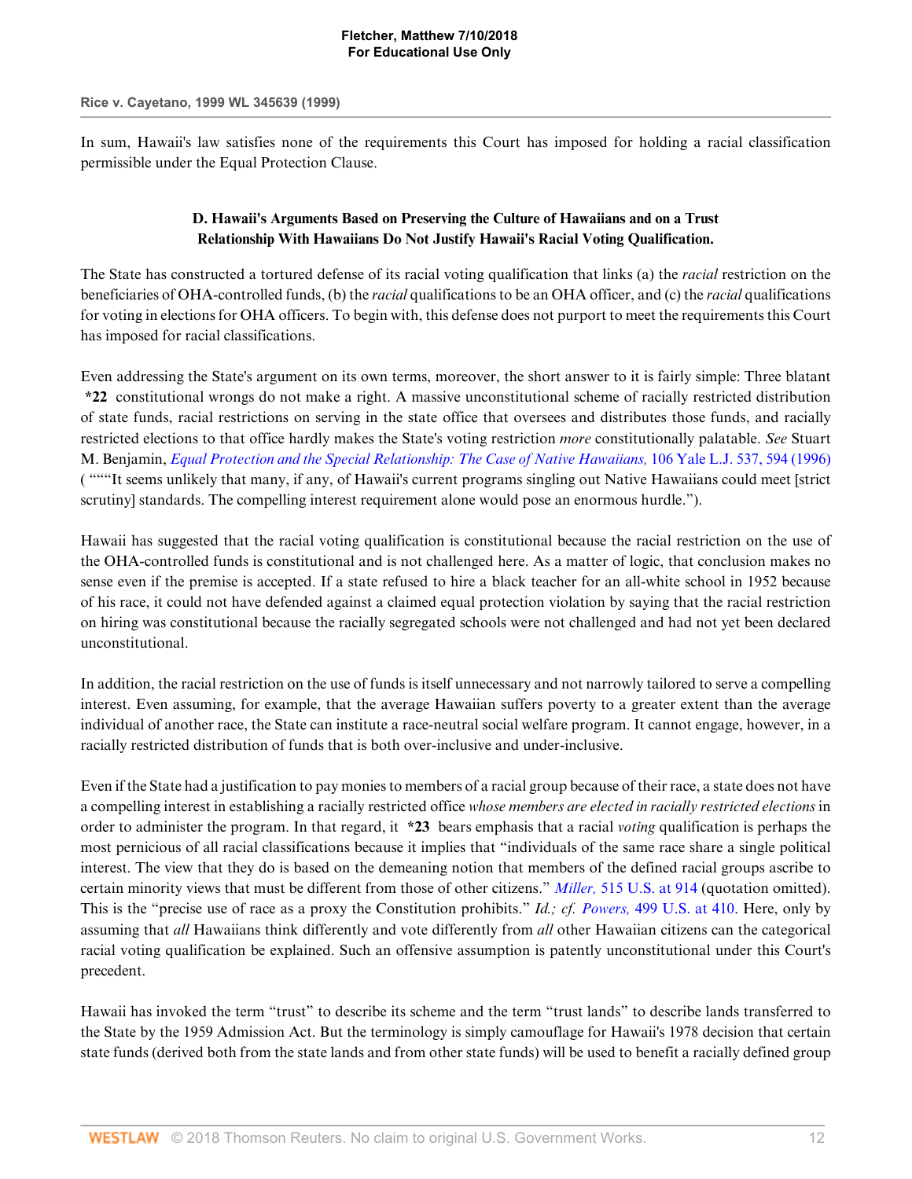In sum, Hawaii's law satisfies none of the requirements this Court has imposed for holding a racial classification permissible under the Equal Protection Clause.

### D. Hawaii's Arguments Based on Preserving the Culture of Hawaiians and on a Trust Relationship With Hawaiians Do Not Justify Hawaii's Racial Voting Qualification.

The State has constructed a tortured defense of its racial voting qualification that links (a) the *racial* restriction on the beneficiaries of OHA-controlled funds, (b) the *racial* qualifications to be an OHA officer, and (c) the *racial* qualifications for voting in elections for OHA officers. To begin with, this defense does not purport to meet the requirements this Court has imposed for racial classifications.

Even addressing the State's argument on its own terms, moreover, the short answer to it is fairly simple: Three blatant **\*22** constitutional wrongs do not make a right. A massive unconstitutional scheme of racially restricted distribution of state funds, racial restrictions on serving in the state office that oversees and distributes those funds, and racially restricted elections to that office hardly makes the State's voting restriction *more* constitutionally palatable. *See* Stuart M. Benjamin, *Equal Protection and the Special Relationship: The Case of Native Hawaiians,* 106 Yale L.J. 537, 594 (1996) ( """It seems unlikely that many, if any, of Hawaii's current programs singling out Native Hawaiians could meet [strict scrutiny] standards. The compelling interest requirement alone would pose an enormous hurdle.").

Hawaii has suggested that the racial voting qualification is constitutional because the racial restriction on the use of the OHA-controlled funds is constitutional and is not challenged here. As a matter of logic, that conclusion makes no sense even if the premise is accepted. If a state refused to hire a black teacher for an all-white school in 1952 because of his race, it could not have defended against a claimed equal protection violation by saying that the racial restriction on hiring was constitutional because the racially segregated schools were not challenged and had not yet been declared unconstitutional.

In addition, the racial restriction on the use of funds is itself unnecessary and not narrowly tailored to serve a compelling interest. Even assuming, for example, that the average Hawaiian suffers poverty to a greater extent than the average individual of another race, the State can institute a race-neutral social welfare program. It cannot engage, however, in a racially restricted distribution of funds that is both over-inclusive and under-inclusive.

Even if the State had a justification to pay monies to members of a racial group because of their race, a state does not have a compelling interest in establishing a racially restricted office *whose members are elected in racially restricted elections* in order to administer the program. In that regard, it **\*23** bears emphasis that a racial *voting* qualification is perhaps the most pernicious of all racial classifications because it implies that "individuals of the same race share a single political interest. The view that they do is based on the demeaning notion that members of the defined racial groups ascribe to certain minority views that must be different from those of other citizens." *Miller,* 515 U.S. at 914 (quotation omitted). This is the "precise use of race as a proxy the Constitution prohibits." *Id.; cf. Powers,* 499 U.S. at 410. Here, only by assuming that *all* Hawaiians think differently and vote differently from *all* other Hawaiian citizens can the categorical racial voting qualification be explained. Such an offensive assumption is patently unconstitutional under this Court's precedent.

Hawaii has invoked the term "trust" to describe its scheme and the term "trust lands" to describe lands transferred to the State by the 1959 Admission Act. But the terminology is simply camouflage for Hawaii's 1978 decision that certain state funds (derived both from the state lands and from other state funds) will be used to benefit a racially defined group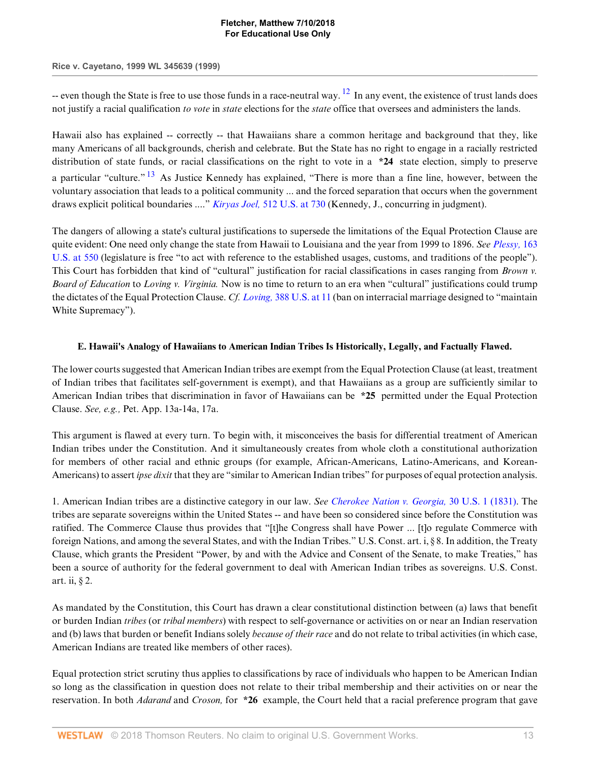-- even though the State is free to use those funds in a race-neutral way. [12] In any event, the existence of trust lands does not justify a racial qualification *to vote* in *state* elections for the *state* office that oversees and administers the lands.

Hawaii also has explained -- correctly -- that Hawaiians share a common heritage and background that they, like many Americans of all backgrounds, cherish and celebrate. But the State has no right to engage in a racially restricted distribution of state funds, or racial classifications on the right to vote in a **\*24** state election, simply to preserve a particular "culture." [13] As Justice Kennedy has explained, "There is more than a fine line, however, between the voluntary association that leads to a political community ... and the forced separation that occurs when the government draws explicit political boundaries ...." *Kiryas Joel,* 512 U.S. at 730 (Kennedy, J., concurring in judgment).

The dangers of allowing a state's cultural justifications to supersede the limitations of the Equal Protection Clause are quite evident: One need only change the state from Hawaii to Louisiana and the year from 1999 to 1896. *See Plessy,* 163 U.S. at 550 (legislature is free "to act with reference to the established usages, customs, and traditions of the people"). This Court has forbidden that kind of "cultural" justification for racial classifications in cases ranging from *Brown v. Board of Education* to *Loving v. Virginia.* Now is no time to return to an era when "cultural" justifications could trump the dictates of the Equal Protection Clause. *Cf. Loving,* 388 U.S. at 11 (ban on interracial marriage designed to "maintain White Supremacy").

**E. Hawaii's Analogy of Hawaiians to American Indian Tribes Is Historically, Legally, and Factually Flawed.**

The lower courts suggested that American Indian tribes are exempt from the Equal Protection Clause (at least, treatment of Indian tribes that facilitates self-government is exempt), and that Hawaiians as a group are sufficiently similar to American Indian tribes that discrimination in favor of Hawaiians can be **\*25** permitted under the Equal Protection Clause. *See, e.g.,* Pet. App. 13a-14a, 17a.

This argument is flawed at every turn. To begin with, it misconceives the basis for differential treatment of American Indian tribes under the Constitution. And it simultaneously creates from whole cloth a constitutional authorization for members of other racial and ethnic groups (for example, African-Americans, Latino-Americans, and Korean-Americans) to assert *ipse dixit* that they are "similar to American Indian tribes" for purposes of equal protection analysis.

1. American Indian tribes are a distinctive category in our law. *See Cherokee Nation v. Georgia,* 30 U.S. 1 (1831). The tribes are separate sovereigns within the United States -- and have been so considered since before the Constitution was ratified. The Commerce Clause thus provides that "[t]he Congress shall have Power ... [t]o regulate Commerce with foreign Nations, and among the several States, and with the Indian Tribes." U.S. Const. art. i, § 8. In addition, the Treaty Clause, which grants the President "Power, by and with the Advice and Consent of the Senate, to make Treaties," has been a source of authority for the federal government to deal with American Indian tribes as sovereigns. U.S. Const. art. ii, § 2.

As mandated by the Constitution, this Court has drawn a clear constitutional distinction between (a) laws that benefit or burden Indian *tribes* (or *tribal members*) with respect to self-governance or activities on or near an Indian reservation and (b) laws that burden or benefit Indians solely *because of their race* and do not relate to tribal activities (in which case, American Indians are treated like members of other races).

Equal protection strict scrutiny thus applies to classifications by race of individuals who happen to be American Indian so long as the classification in question does not relate to their tribal membership and their activities on or near the reservation. In both *Adarand* and *Croson,* for **\*26** example, the Court held that a racial preference program that gave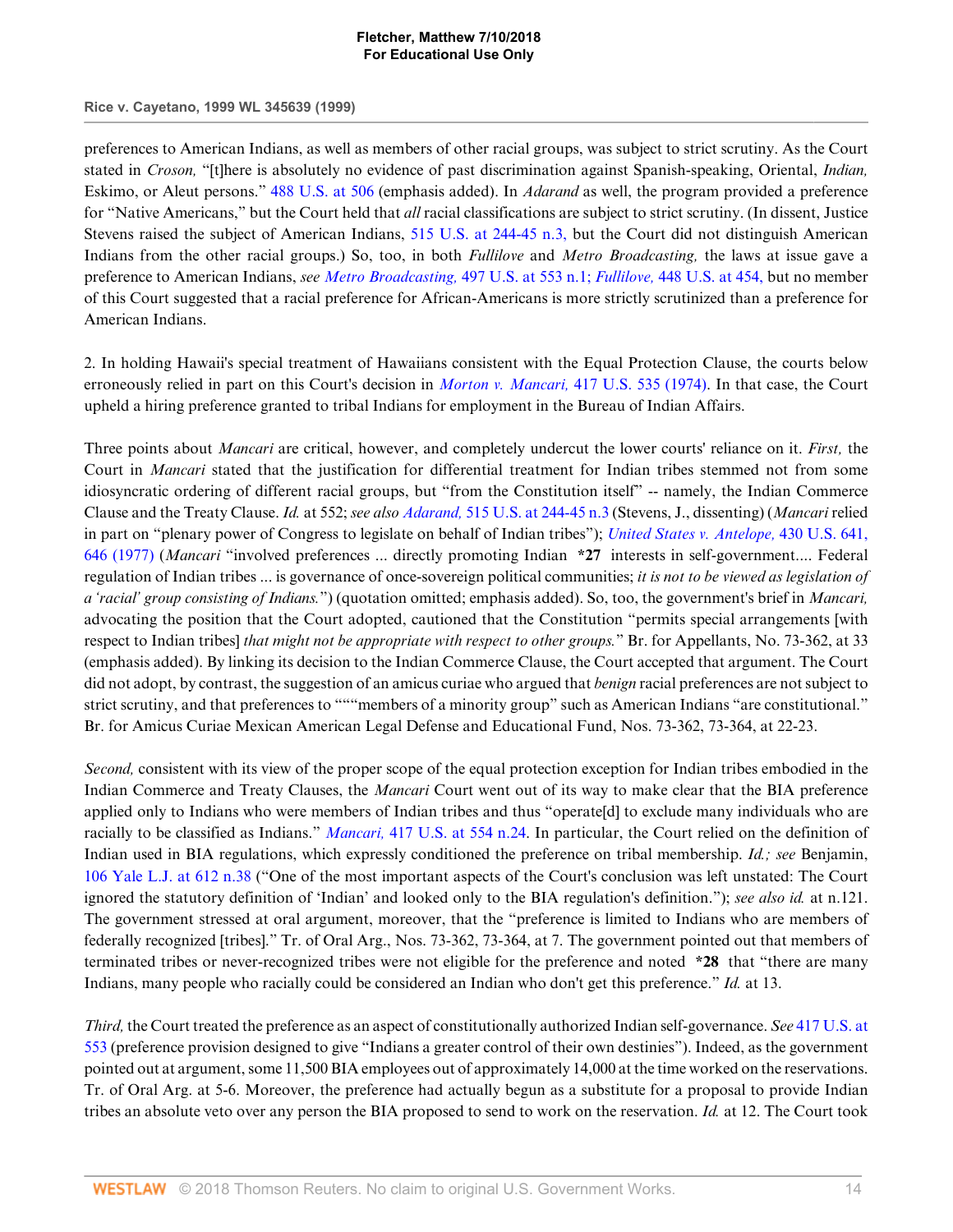preferences to American Indians, as well as members of other racial groups, was subject to strict scrutiny. As the Court stated in *Croson,* "[t]here is absolutely no evidence of past discrimination against Spanish-speaking, Oriental, *Indian,* Eskimo, or Aleut persons." 488 U.S. at 506 (emphasis added). In *Adarand* as well, the program provided a preference for "Native Americans," but the Court held that *all* racial classifications are subject to strict scrutiny. (In dissent, Justice Stevens raised the subject of American Indians, 515 U.S. at 244-45 n.3, but the Court did not distinguish American Indians from the other racial groups.) So, too, in both *Fullilove* and *Metro Broadcasting,* the laws at issue gave a preference to American Indians, *see Metro Broadcasting,* 497 U.S. at 553 n.1; *Fullilove,* 448 U.S. at 454, but no member of this Court suggested that a racial preference for African-Americans is more strictly scrutinized than a preference for American Indians.

2. In holding Hawaii's special treatment of Hawaiians consistent with the Equal Protection Clause, the courts below erroneously relied in part on this Court's decision in *Morton v. Mancari,* 417 U.S. 535 (1974). In that case, the Court upheld a hiring preference granted to tribal Indians for employment in the Bureau of Indian Affairs.

Three points about *Mancari* are critical, however, and completely undercut the lower courts' reliance on it. *First,* the Court in *Mancari* stated that the justification for differential treatment for Indian tribes stemmed not from some idiosyncratic ordering of different racial groups, but "from the Constitution itself" -- namely, the Indian Commerce Clause and the Treaty Clause. *Id.* at 552; *see also Adarand,* 515 U.S. at 244-45 n.3 (Stevens, J., dissenting) (*Mancari* relied in part on "plenary power of Congress to legislate on behalf of Indian tribes"); *United States v. Antelope,* 430 U.S. 641, 646 (1977) (*Mancari* "involved preferences ... directly promoting Indian **\*27** interests in self-government.... Federal regulation of Indian tribes ... is governance of once-sovereign political communities; *it is not to be viewed as legislation of a 'racial' group consisting of Indians.*") (quotation omitted; emphasis added). So, too, the government's brief in *Mancari,* advocating the position that the Court adopted, cautioned that the Constitution "permits special arrangements [with respect to Indian tribes] *that might not be appropriate with respect to other groups.*" Br. for Appellants, No. 73-362, at 33 (emphasis added). By linking its decision to the Indian Commerce Clause, the Court accepted that argument. The Court did not adopt, by contrast, the suggestion of an amicus curiae who argued that *benign* racial preferences are not subject to strict scrutiny, and that preferences to """members of a minority group" such as American Indians "are constitutional." Br. for Amicus Curiae Mexican American Legal Defense and Educational Fund, Nos. 73-362, 73-364, at 22-23.

*Second,* consistent with its view of the proper scope of the equal protection exception for Indian tribes embodied in the Indian Commerce and Treaty Clauses, the *Mancari* Court went out of its way to make clear that the BIA preference applied only to Indians who were members of Indian tribes and thus "operate[d] to exclude many individuals who are racially to be classified as Indians." *Mancari,* 417 U.S. at 554 n.24. In particular, the Court relied on the definition of Indian used in BIA regulations, which expressly conditioned the preference on tribal membership. *Id.; see* Benjamin, 106 Yale L.J. at 612 n.38 ("One of the most important aspects of the Court's conclusion was left unstated: The Court ignored the statutory definition of 'Indian' and looked only to the BIA regulation's definition."); *see also id.* at n.121. The government stressed at oral argument, moreover, that the "preference is limited to Indians who are members of federally recognized [tribes]." Tr. of Oral Arg., Nos. 73-362, 73-364, at 7. The government pointed out that members of terminated tribes or never-recognized tribes were not eligible for the preference and noted **\*28** that "there are many Indians, many people who racially could be considered an Indian who don't get this preference." *Id.* at 13.

*Third,* the Court treated the preference as an aspect of constitutionally authorized Indian self-governance. *See* 417 U.S. at 553 (preference provision designed to give "Indians a greater control of their own destinies"). Indeed, as the government pointed out at argument, some 11,500 BIA employees out of approximately 14,000 at the time worked on the reservations. Tr. of Oral Arg. at 5-6. Moreover, the preference had actually begun as a substitute for a proposal to provide Indian tribes an absolute veto over any person the BIA proposed to send to work on the reservation. *Id.* at 12. The Court took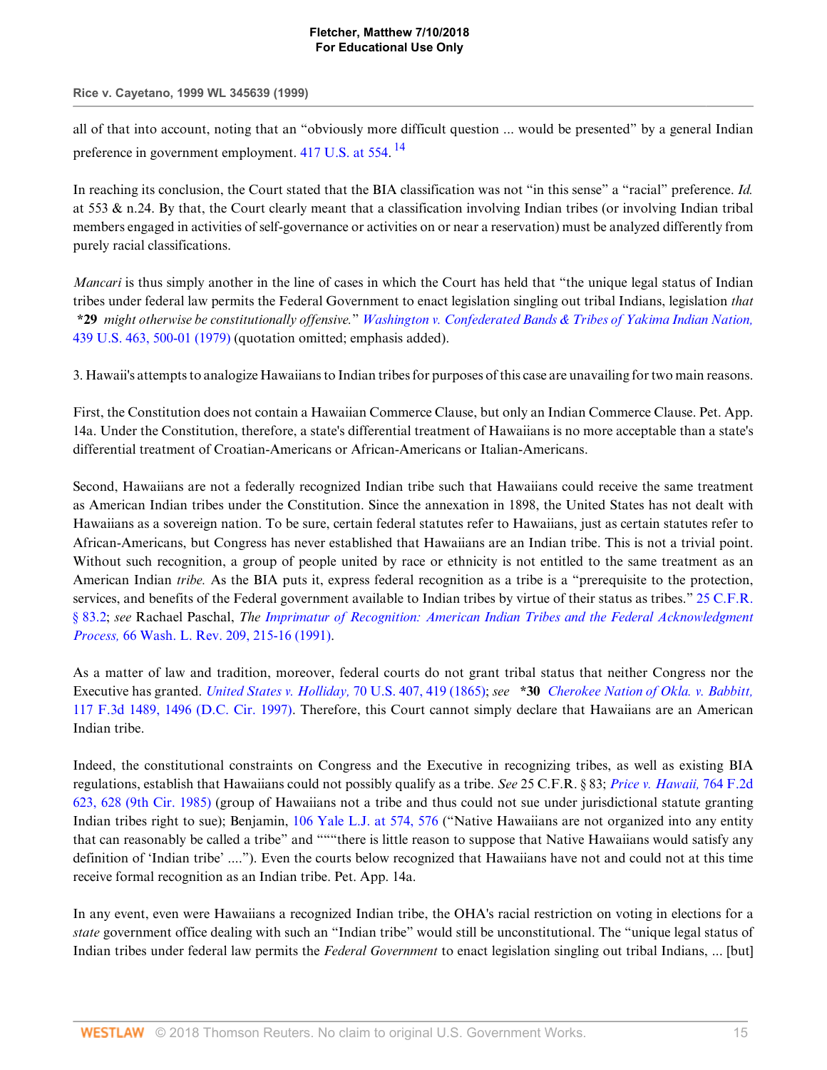all of that into account, noting that an "obviously more difficult question ... would be presented" by a general Indian preference in government employment. 417 U.S. at 554.[14]

In reaching its conclusion, the Court stated that the BIA classification was not "in this sense" a "racial" preference. *Id.* at 553 & n.24. By that, the Court clearly meant that a classification involving Indian tribes (or involving Indian tribal members engaged in activities of self-governance or activities on or near a reservation) must be analyzed differently from purely racial classifications.

*Mancari* is thus simply another in the line of cases in which the Court has held that "the unique legal status of Indian tribes under federal law permits the Federal Government to enact legislation singling out tribal Indians, legislation *that* **\*29** *might otherwise be constitutionally offensive.*" *Washington v. Confederated Bands & Tribes of Yakima Indian Nation,* 439 U.S. 463, 500-01 (1979) (quotation omitted; emphasis added).

3. Hawaii's attempts to analogize Hawaiians to Indian tribes for purposes of this case are unavailing for two main reasons.

First, the Constitution does not contain a Hawaiian Commerce Clause, but only an Indian Commerce Clause. Pet. App. 14a. Under the Constitution, therefore, a state's differential treatment of Hawaiians is no more acceptable than a state's differential treatment of Croatian-Americans or African-Americans or Italian-Americans.

Second, Hawaiians are not a federally recognized Indian tribe such that Hawaiians could receive the same treatment as American Indian tribes under the Constitution. Since the annexation in 1898, the United States has not dealt with Hawaiians as a sovereign nation. To be sure, certain federal statutes refer to Hawaiians, just as certain statutes refer to African-Americans, but Congress has never established that Hawaiians are an Indian tribe. This is not a trivial point. Without such recognition, a group of people united by race or ethnicity is not entitled to the same treatment as an American Indian *tribe.* As the BIA puts it, express federal recognition as a tribe is a "prerequisite to the protection, services, and benefits of the Federal government available to Indian tribes by virtue of their status as tribes." 25 C.F.R. § 83.2; *see* Rachael Paschal, *The Imprimatur of Recognition: American Indian Tribes and the Federal Acknowledgment Process,* 66 Wash. L. Rev. 209, 215-16 (1991).

As a matter of law and tradition, moreover, federal courts do not grant tribal status that neither Congress nor the Executive has granted. *United States v. Holliday,* 70 U.S. 407, 419 (1865); *see* **\*30** *Cherokee Nation of Okla. v. Babbitt,* 117 F.3d 1489, 1496 (D.C. Cir. 1997). Therefore, this Court cannot simply declare that Hawaiians are an American Indian tribe.

Indeed, the constitutional constraints on Congress and the Executive in recognizing tribes, as well as existing BIA regulations, establish that Hawaiians could not possibly qualify as a tribe. *See* 25 C.F.R. § 83; *Price v. Hawaii,* 764 F.2d 623, 628 (9th Cir. 1985) (group of Hawaiians not a tribe and thus could not sue under jurisdictional statute granting Indian tribes right to sue); Benjamin, 106 Yale L.J. at 574, 576 ("Native Hawaiians are not organized into any entity that can reasonably be called a tribe" and """"there is little reason to suppose that Native Hawaiians would satisfy any definition of 'Indian tribe' ...."). Even the courts below recognized that Hawaiians have not and could not at this time receive formal recognition as an Indian tribe. Pet. App. 14a.

In any event, even were Hawaiians a recognized Indian tribe, the OHA's racial restriction on voting in elections for a *state* government office dealing with such an "Indian tribe" would still be unconstitutional. The "unique legal status of Indian tribes under federal law permits the *Federal Government* to enact legislation singling out tribal Indians, ... [but]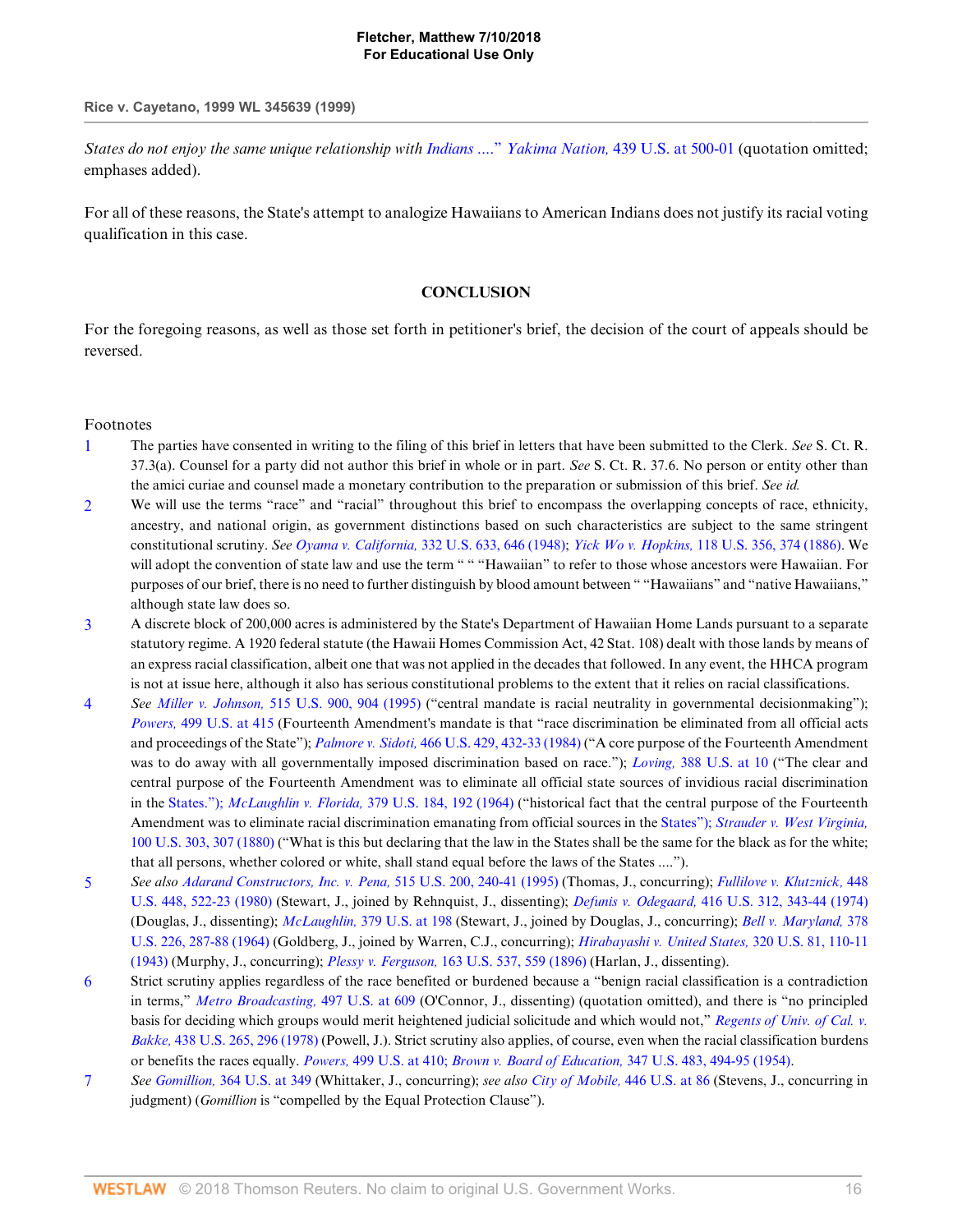*States do not enjoy the same unique relationship with Indians ....*" *Yakima Nation,* 439 U.S. at 500-01 (quotation omitted; emphases added).

For all of these reasons, the State's attempt to analogize Hawaiians to American Indians does not justify its racial voting qualification in this case.

## CONCLUSION

For the foregoing reasons, as well as those set forth in petitioner's brief, the decision of the court of appeals should be reversed.

Footnotes

1 The parties have consented in writing to the filing of this brief in letters that have been submitted to the Clerk. *See* S. Ct. R. 37.3(a). Counsel for a party did not author this brief in whole or in part. *See* S. Ct. R. 37.6. No person or entity other than the amici curiae and counsel made a monetary contribution to the preparation or submission of this brief. *See id.*

2 We will use the terms "race" and "racial" throughout this brief to encompass the overlapping concepts of race, ethnicity, ancestry, and national origin, as government distinctions based on such characteristics are subject to the same stringent constitutional scrutiny. *See Oyama v. California,* 332 U.S. 633, 646 (1948); *Yick Wo v. Hopkins,* 118 U.S. 356, 374 (1886). We will adopt the convention of state law and use the term " " "Hawaiian" to refer to those whose ancestors were Hawaiian. For purposes of our brief, there is no need to further distinguish by blood amount between " "Hawaiians" and "native Hawaiians," although state law does so.

3 A discrete block of 200,000 acres is administered by the State's Department of Hawaiian Home Lands pursuant to a separate statutory regime. A 1920 federal statute (the Hawaii Homes Commission Act, 42 Stat. 108) dealt with those lands by means of an express racial classification, albeit one that was not applied in the decades that followed. In any event, the HHCA program is not at issue here, although it also has serious constitutional problems to the extent that it relies on racial classifications.

4 *See Miller v. Johnson,* 515 U.S. 900, 904 (1995) ("central mandate is racial neutrality in governmental decisionmaking"); *Powers,* 499 U.S. at 415 (Fourteenth Amendment's mandate is that "race discrimination be eliminated from all official acts and proceedings of the State"); *Palmore v. Sidoti,* 466 U.S. 429, 432-33 (1984) ("A core purpose of the Fourteenth Amendment was to do away with all governmentally imposed discrimination based on race."); *Loving,* 388 U.S. at 10 ("The clear and central purpose of the Fourteenth Amendment was to eliminate all official state sources of invidious racial discrimination in the States."); *McLaughlin v. Florida,* 379 U.S. 184, 192 (1964) ("historical fact that the central purpose of the Fourteenth Amendment was to eliminate racial discrimination emanating from official sources in the States"); *Strauder v. West Virginia,* 100 U.S. 303, 307 (1880) ("What is this but declaring that the law in the States shall be the same for the black as for the white; that all persons, whether colored or white, shall stand equal before the laws of the States ....").

5 *See also Adarand Constructors, Inc. v. Pena,* 515 U.S. 200, 240-41 (1995) (Thomas, J., concurring); *Fullilove v. Klutznick,* 448 U.S. 448, 522-23 (1980) (Stewart, J., joined by Rehnquist, J., dissenting); *Defunis v. Odegaard,* 416 U.S. 312, 343-44 (1974) (Douglas, J., dissenting); *McLaughlin,* 379 U.S. at 198 (Stewart, J., joined by Douglas, J., concurring); *Bell v. Maryland,* 378 U.S. 226, 287-88 (1964) (Goldberg, J., joined by Warren, C.J., concurring); *Hirabayashi v. United States,* 320 U.S. 81, 110-11 (1943) (Murphy, J., concurring); *Plessy v. Ferguson,* 163 U.S. 537, 559 (1896) (Harlan, J., dissenting).

6 Strict scrutiny applies regardless of the race benefited or burdened because a "benign racial classification is a contradiction in terms," *Metro Broadcasting,* 497 U.S. at 609 (O'Connor, J., dissenting) (quotation omitted), and there is "no principled basis for deciding which groups would merit heightened judicial solicitude and which would not," *Regents of Univ. of Cal. v. Bakke,* 438 U.S. 265, 296 (1978) (Powell, J.). Strict scrutiny also applies, of course, even when the racial classification burdens or benefits the races equally. *Powers,* 499 U.S. at 410; *Brown v. Board of Education,* 347 U.S. 483, 494-95 (1954).

7 *See Gomillion,* 364 U.S. at 349 (Whittaker, J., concurring); *see also City of Mobile,* 446 U.S. at 86 (Stevens, J., concurring in judgment) (*Gomillion* is "compelled by the Equal Protection Clause").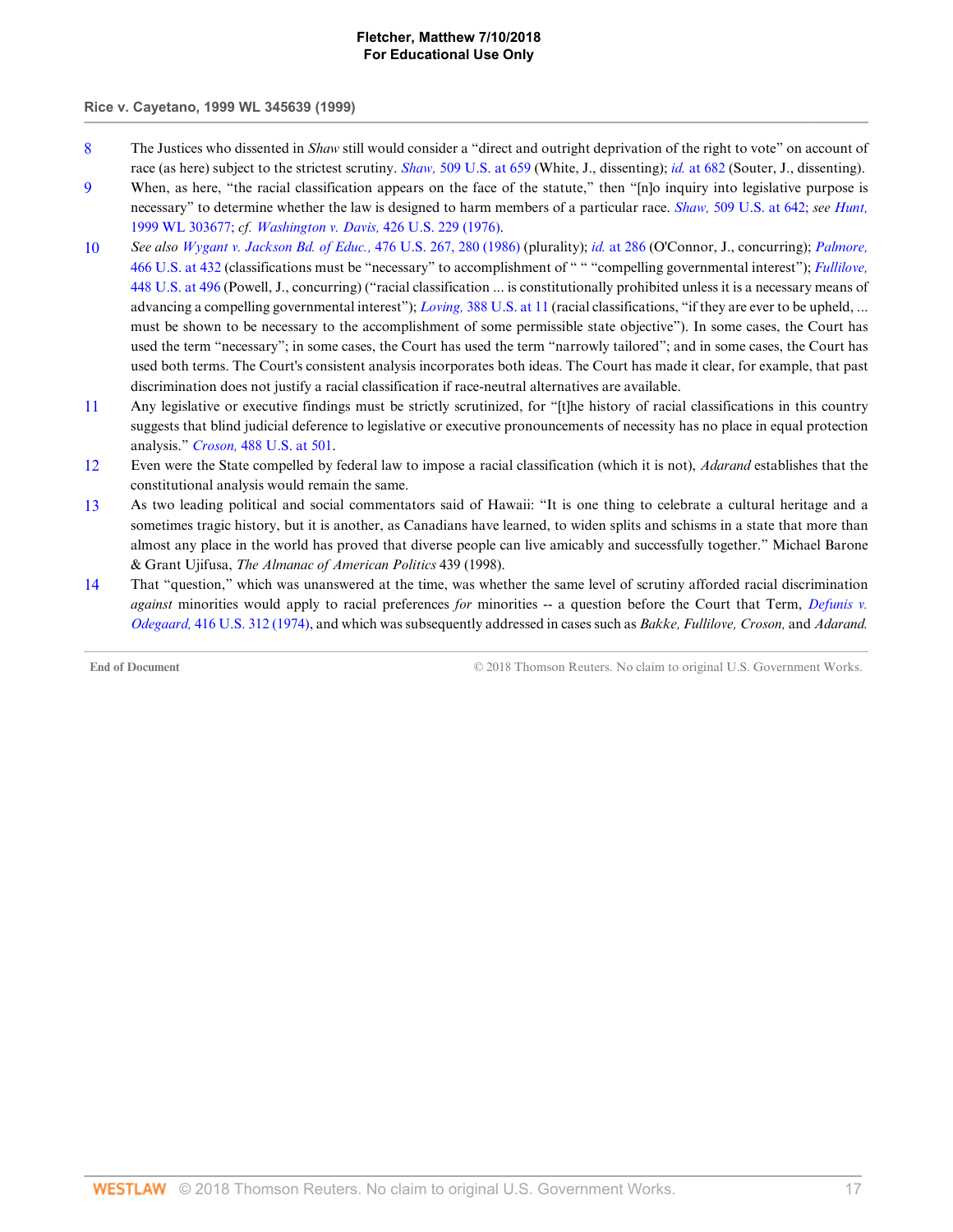8 The Justices who dissented in *Shaw* still would consider a "direct and outright deprivation of the right to vote" on account of race (as here) subject to the strictest scrutiny. *Shaw,* 509 U.S. at 659 (White, J., dissenting); *id.* at 682 (Souter, J., dissenting).

9 When, as here, "the racial classification appears on the face of the statute," then "[n]o inquiry into legislative purpose is necessary" to determine whether the law is designed to harm members of a particular race. *Shaw,* 509 U.S. at 642; *see Hunt,* 1999 WL 303677; *cf. Washington v. Davis,* 426 U.S. 229 (1976).

10 *See also Wygant v. Jackson Bd. of Educ.,* 476 U.S. 267, 280 (1986) (plurality); *id.* at 286 (O'Connor, J., concurring); *Palmore,* 466 U.S. at 432 (classifications must be "necessary" to accomplishment of " " "compelling governmental interest"); *Fullilove,* 448 U.S. at 496 (Powell, J., concurring) ("racial classification ... is constitutionally prohibited unless it is a necessary means of advancing a compelling governmental interest"); *Loving,* 388 U.S. at 11 (racial classifications, "if they are ever to be upheld, ... must be shown to be necessary to the accomplishment of some permissible state objective"). In some cases, the Court has used the term "necessary"; in some cases, the Court has used the term "narrowly tailored"; and in some cases, the Court has used both terms. The Court's consistent analysis incorporates both ideas. The Court has made it clear, for example, that past discrimination does not justify a racial classification if race-neutral alternatives are available.

11 Any legislative or executive findings must be strictly scrutinized, for "[t]he history of racial classifications in this country suggests that blind judicial deference to legislative or executive pronouncements of necessity has no place in equal protection analysis." *Croson,* 488 U.S. at 501.

12 Even were the State compelled by federal law to impose a racial classification (which it is not), *Adarand* establishes that the constitutional analysis would remain the same.

13 As two leading political and social commentators said of Hawaii: "It is one thing to celebrate a cultural heritage and a sometimes tragic history, but it is another, as Canadians have learned, to widen splits and schisms in a state that more than almost any place in the world has proved that diverse people can live amicably and successfully together." Michael Barone & Grant Ujifusa, *The Almanac of American Politics* 439 (1998).

14 That "question," which was unanswered at the time, was whether the same level of scrutiny afforded racial discrimination *against* minorities would apply to racial preferences *for* minorities -- a question before the Court that Term, *Defunis v. Odegaard,* 416 U.S. 312 (1974), and which was subsequently addressed in cases such as *Bakke, Fullilove, Croson,* and *Adarand.*

End of Document © 2018 Thomson Reuters. No claim to original U.S. Government Works.